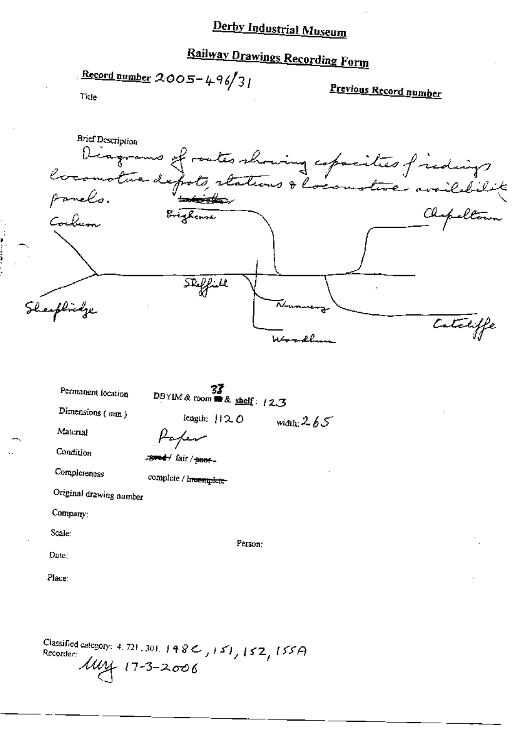# Derby Industrial Museum

## Railway Drawings Recording Form

**Record number** 2005-496/31

**Previous Record number**

Title

Brief Description

Diagrams of routes showing capacities of sidings locomotive depots, stations & locomotive availability panels.

Coburn

Brighouse

Chapeltown

Sheffield

Sheepbridge

Nunnery

Catcliffe

Woodburn

Permanent location: DBYIM & room 37 & shelf: 123

Dimensions (mm): length: 1120 width: 265

Material: Paper

Condition: ~~good~~ / fair / ~~poor~~

Completeness: complete / ~~incomplete~~

Original drawing number

Company:

Scale:

Person:

Date:

Place:

Classified category: 4.721.301. 148C, 151, 152, 155A

Recorder: muy 17-3-2006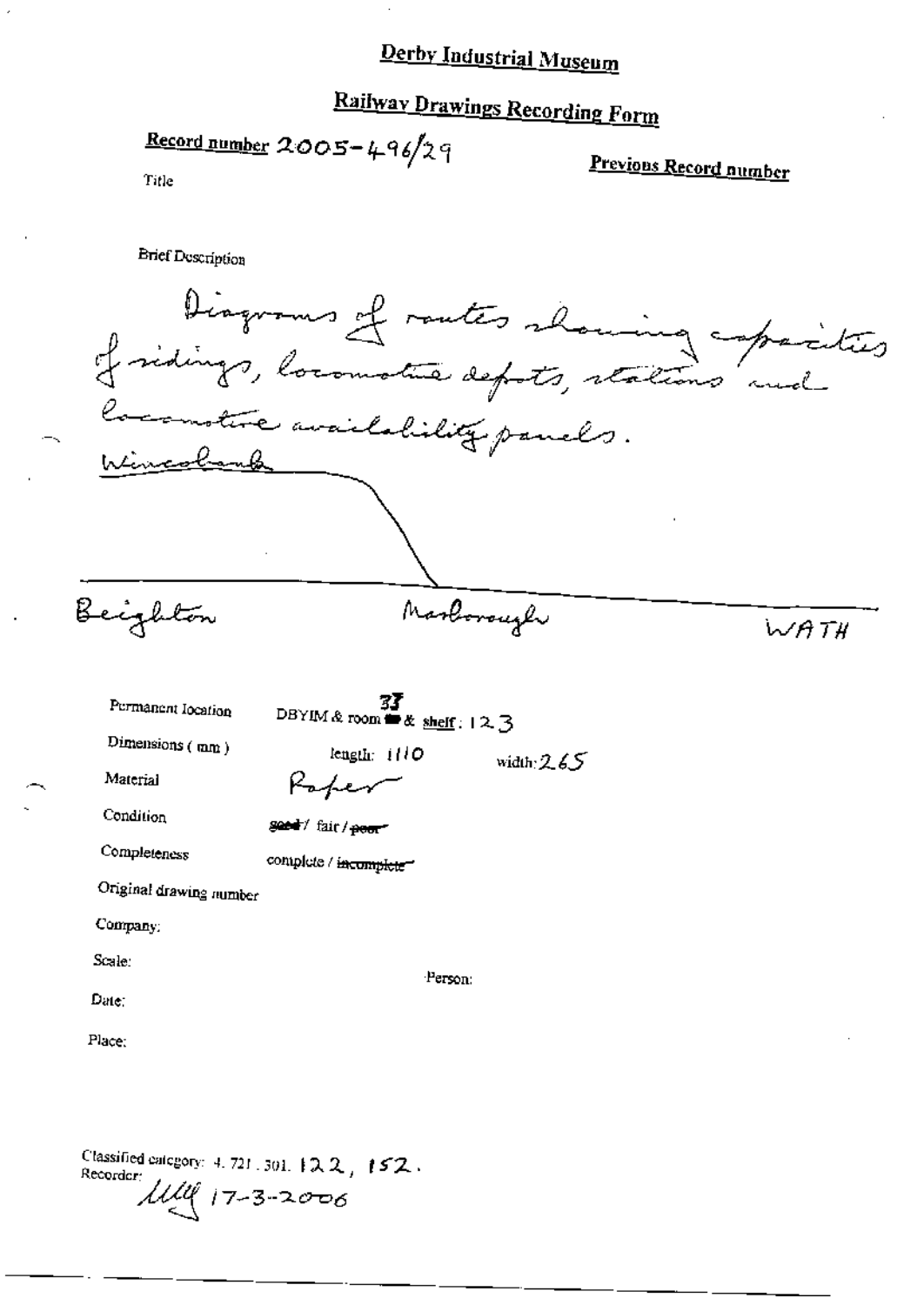# Derby Industrial Museum

## Railway Drawings Recording Form

**Record number** 2005-496/29

**Previous Record number**

Title

Brief Description

Diagrams of routes showing capacities of sidings, locomotive depots, stations and locomotive availability panels.

Wincobank

Beighton

Marlborough

WATH

Permanent location: DBYIM & room 37 & shelf: 123

Dimensions (mm): length: 1110 width: 265

Material: Paper

Condition: ~~good~~ / fair / ~~poor~~

Completeness: complete / ~~incomplete~~

Original drawing number

Company:

Scale:

Person:

Date:

Place:

Classified category: 4. 721. 301. 122, 152.

Recorder: MM 17-3-2006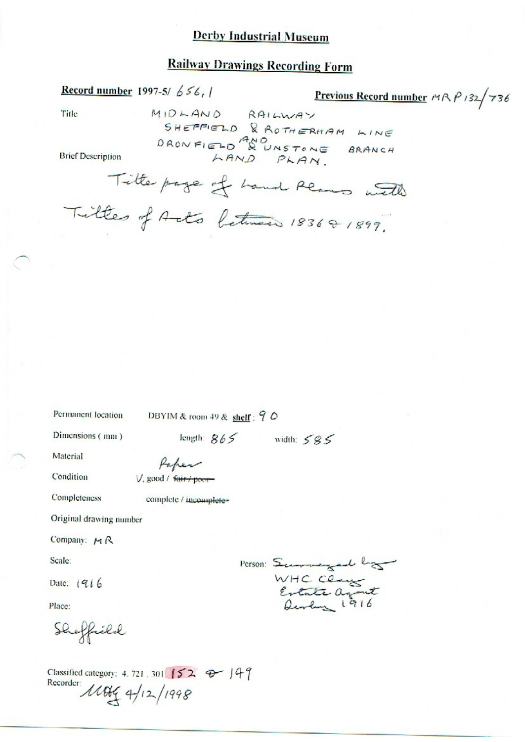# Derby Industrial Museum

## Railway Drawings Recording Form

**Record number** 1997-5/ 656,1

**Previous Record number** MRP 132/736

Title: MIDLAND RAILWAY
SHEFFIELD & ROTHERHAM LINE
DRONFIELD AND UNSTONE BRANCH
LAND PLAN.

Brief Description:

Title page of Land Plans with Titles of Acts between 1836 & 1897.

Permanent location: DBYIM & room 49 & **shelf**: 90

Dimensions (mm): length: 865 width: 585

Material: Paper

Condition: V. good / ~~fair / poor~~

Completeness: complete / ~~incomplete~~

Original drawing number

Company: MR

Scale:

Person: Surveyed by WHC Clay Estate Agent Derby 1916

Date: 1916

Place:

Sheffield

Classified category: 4. 721. 301. 152 & 149

Recorder: MAG 4/12/1998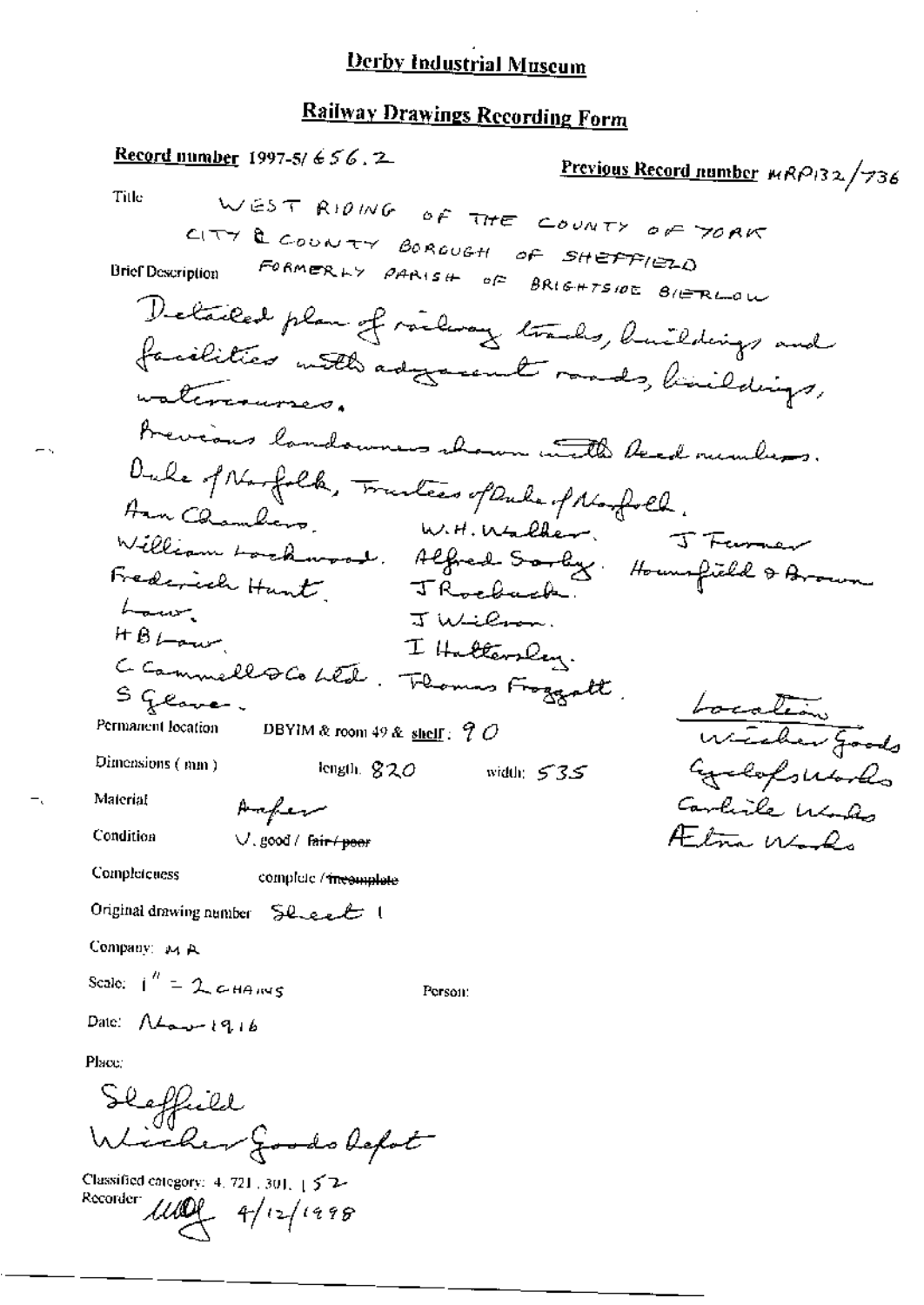# Derby Industrial Museum

## Railway Drawings Recording Form

**Record number** 1997-5/ 656.2

**Previous Record number** MRP132/736

Title
WEST RIDING OF THE COUNTY OF YORK
CITY & COUNTY BOROUGH OF SHEFFIELD
FORMERLY PARISH OF BRIGHTSIDE BIERLOW

Brief Description

Detailed plan of railway tracks, buildings and facilities with adjacent roads, buildings, watercourses.

Previous landowners shown with deed numbers.
Duke of Norfolk, Trustees of Duke of Norfolk.
Ann Chambers. W.H. Walker. J Turner
William Lockwood. Alfred Sorby. Hounsfield & Brown
Frederick Hunt. J Roebuck.
Law. J Wilson.
H B Law. I Hattersley.
C Cammell & Co Ltd. Thomas Froggatt.
S Glave.

Location
Wicker Goods
Cyclops Works
Carlisle Works
Aetna Works

Permanent location DBYIM & room 49 & shelf: 90

Dimensions (mm) length: 820 width: 535

Material Paper

Condition V. good / ~~fair / poor~~

Completeness complete / ~~incomplete~~

Original drawing number Sheet 1

Company: MR

Scale: 1" = 2 CHAINS

Person:

Date: Nov 1916

Place:

Sheffield
Wicker Goods Depot

Classified category: 4. 721. 301. 152

Recorder: MW 4/12/1998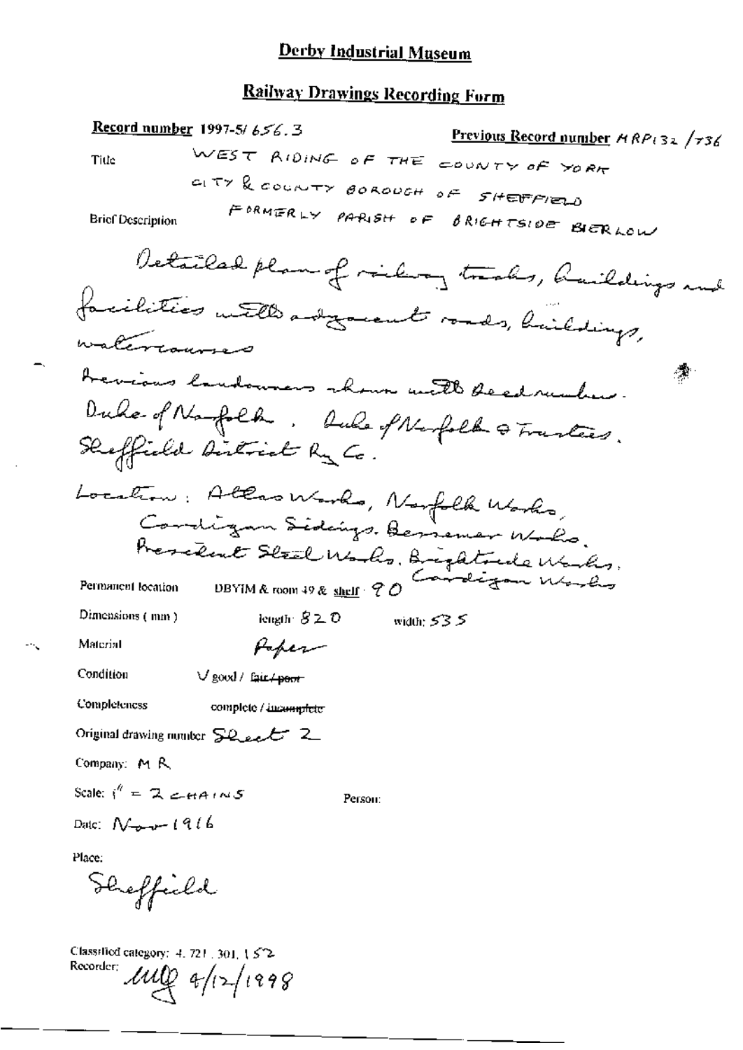# Derby Industrial Museum

## Railway Drawings Recording Form

**Record number** 1997-5/ 656.3

**Previous Record number** MRP132 /736

Title: WEST RIDING OF THE COUNTY OF YORK CITY & COUNTY BOROUGH OF SHEFFIELD FORMERLY PARISH OF BRIGHTSIDE BIERLOW

Brief Description:

Detailed plan of railway tracks, buildings and facilities with adjacent roads, buildings, watercourses

Previous landowners shown with deed number. Duke of Norfolk. Duke of Norfolk & Trustees. Sheffield District Ry Co.

Location: Atlas Works, Norfolk Works, Cardigan Sidings. Bessemer Works. President Steel Works. Brightside Works, Cardigan Works

Permanent location: DBYIM & room 49 & shelf: 90

Dimensions (mm): length: 820 width: 535

Material: Paper

Condition: ✓ good / ~~fair / poor~~

Completeness: complete / ~~incomplete~~

Original drawing number: Sheet 2

Company: M R

Scale: 1" = 2 CHAINS

Person:

Date: Nov 1916

Place:

Sheffield

Classified category: 4. 721. 301. 152

Recorder: MQ 4/12/1998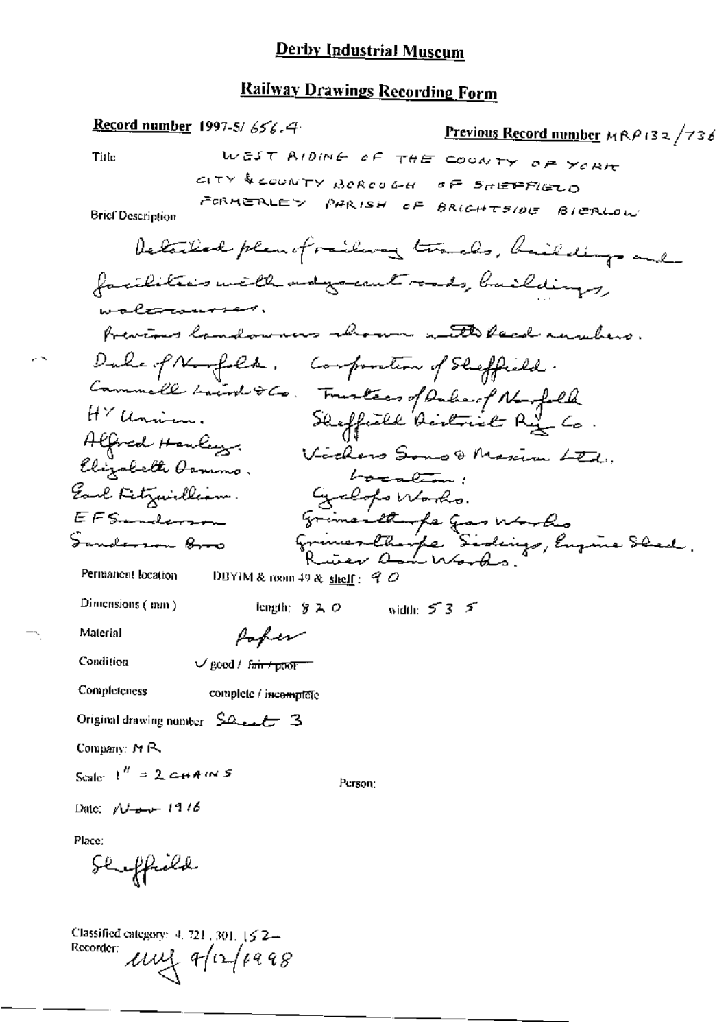# Derby Industrial Museum

## Railway Drawings Recording Form

**Record number** 1997-5/ 656.4

**Previous Record number** MRP132/736

Title: WEST RIDING OF THE COUNTY OF YORK CITY & COUNTY BOROUGH OF SHEFFIELD FORMERLEY PARISH OF BRIGHTSIDE BIERLOW

Brief Description:

Detailed plan of railway tracks, buildings and facilities with adjacent roads, buildings, watercourses.

Previous landowners shown with deed numbers.

Duke of Norfolk. Corporation of Sheffield.
Cammell Laird & Co. Trustees of Duke of Norfolk
HY Unwin. Sheffield District Ry Co.
Alfred Hawley. Vickers Sons & Maxim Ltd.
Elizabeth Damms. Location:
Earl Fitzwilliam. Cyclops Works.
EF Sanderson Grimesthorpe Gas Works
Sanderson Bros Grimesthorpe Sidings, Engine Shed. River Don Works.

Permanent location: DBYIM & room 49 & shelf: 90

Dimensions (mm): length: 820 width: 535

Material: Paper

Condition: ✓ good / ~~fair / poor~~

Completeness: complete / ~~incomplete~~

Original drawing number: Sheet 3

Company: MR

Scale: 1" = 2 CHAINS

Person:

Date: Nov 1916

Place: Sheffield

Classified category: 4.721.301.152

Recorder: MMJ 9/12/1998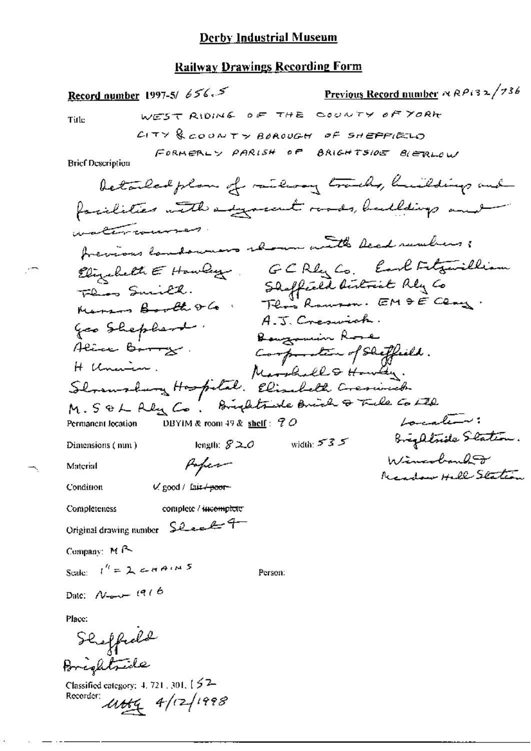# Derby Industrial Museum

## Railway Drawings Recording Form

**Record number** 1997-5/ 656.5

**Previous Record number** MRP132/736

Title

WEST RIDING OF THE COUNTY OF YORK

CITY & COUNTY BOROUGH OF SHEFFIELD

FORMERLY PARISH OF BRIGHTSIDE BIERLOW

Brief Description

Detailed plan of railway tracks, buildings and facilities with adjacent roads, buildings and watercourses.

Previous landowners shown with deed numbers:

Elizabeth E Hawley. GC Rly Co. Earl Fitzwilliam

Thos Smith. Sheffield District Rly Co

Messrs Booth & Co. Thos Rawson. EM & E Clay.

Geo Shepherd. A.J. Creswick.

Alice Barry. Benjamin Rose

H Unwin. Corporation of Sheffield.

Marshall & Hawley.

Shrewsbury Hospital. Elizabeth Creswick

M.S & L Rly Co. Brightside Brick & Tile Co Ltd

Location: Brightside Station. Wincobank & Meadow Hall Station

Permanent location DBYIM & room 49 & **shelf**: 90

Dimensions (mm) length: 820 width: 535

Material Paper

Condition ✓ good / ~~fair / poor~~

Completeness complete / ~~incomplete~~

Original drawing number Sheet 4

Company: MR

Scale: 1" = 2 CHAINS

Person:

Date: Nov 1916

Place:

Sheffield

Brightside

Classified category: 4, 721, 301, 152

Recorder: MHG 4/12/1998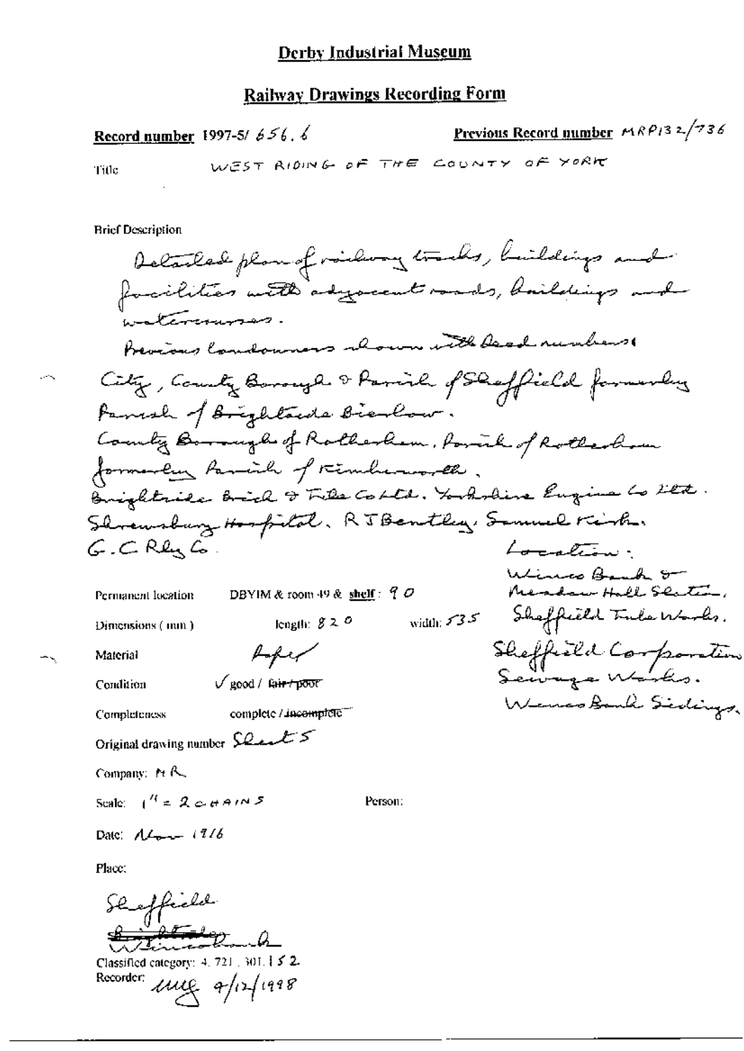# Derby Industrial Museum

## Railway Drawings Recording Form

**Record number** 1997-5/ 656. 6

**Previous Record number** MRP132/736

Title: WEST RIDING OF THE COUNTY OF YORK

Brief Description

Detailed plan of railway tracks, buildings and facilities with adjacent roads, buildings and watercourses.
Previous landowners shown with deed numbers.
City, County Borough & Parish of Sheffield formerly Parish of Brightside Bierlow.
County Borough of Rotherham, Parish of Rotherham formerly Parish of Kimberworth.
Brightside Brick & Tile Co Ltd. Yorkshire Engine Co Ltd.
Shrewsbury Hospital. R J Bentley. Samuel Kirk.
G.C. Rly Co.

Location:
Wincobank & Meadow Hall Station.
Sheffield Tube Works.
Sheffield Corporation Sewage Works.
Wincobank Sidings.

Permanent location: DBYIM & room 49 & shelf: 90

Dimensions (mm): length: 820 width: 535

Material: Paper

Condition: ✓ good / ~~fair / poor~~

Completeness: complete / ~~incomplete~~

Original drawing number: Sheet 5

Company: MR

Scale: 1" = 2 CHAINS

Person:

Date: Nov 1916

Place:

Sheffield
~~Brightside~~
Wincobank

Classified category: 4. 721. 301. 152.

Recorder: mg 9/12/1998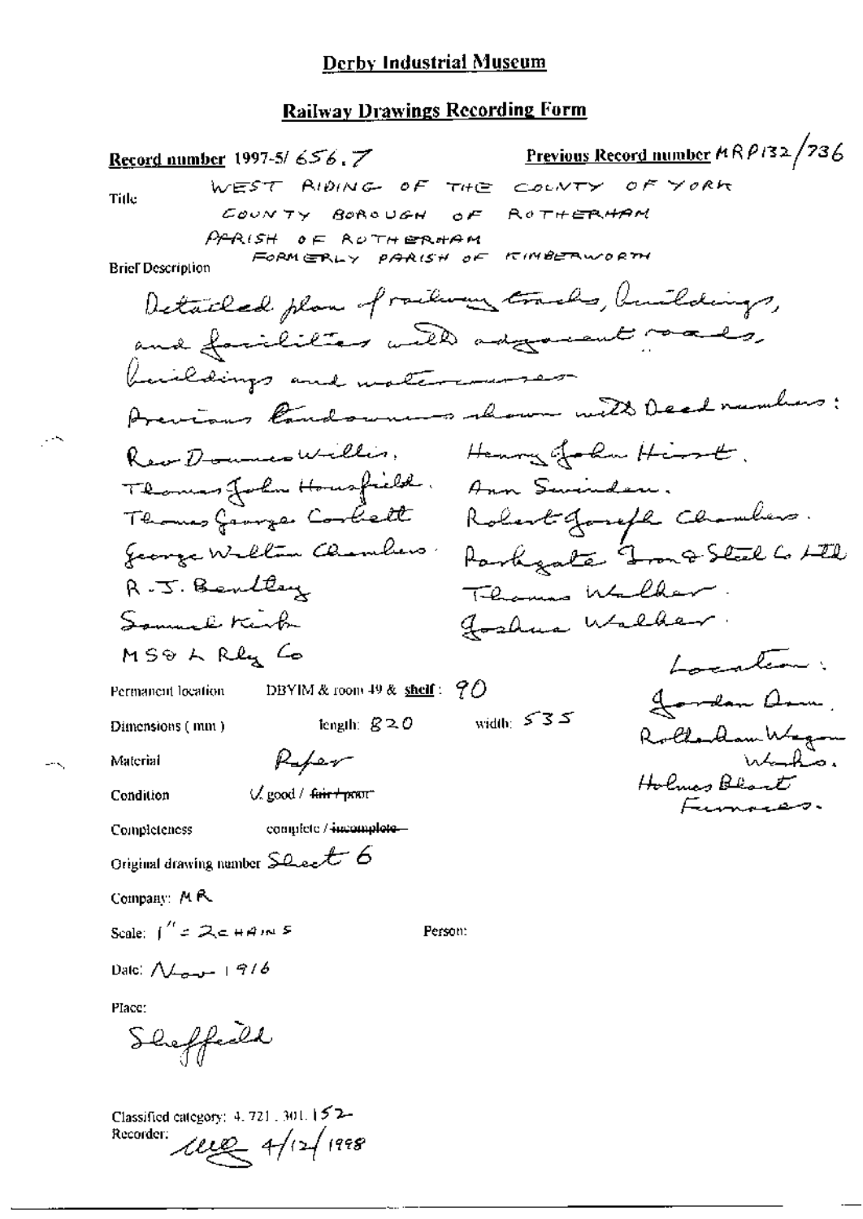# Derby Industrial Museum

## Railway Drawings Recording Form

**Record number** 1997-5/ 656.7 **Previous Record number** MRP132/736

Title: WEST RIDING OF THE COUNTY OF YORK
COUNTY BOROUGH OF ROTHERHAM
PARISH OF ROTHERHAM
FORMERLY PARISH OF KIMBERWORTH

Brief Description:
Detailed plan of railway tracks, buildings, and facilities with adjacent roads, buildings and watercourses
Previous landowners shown with Deed numbers:

Rev Dominic Willis, Henry John Hirst,
Thomas John Housfield, Ann Swinden,
Thomas George Corbett, Robert Joseph Chambers,
George Wilton Chambers, Parkgate Iron & Steel Co Ltd
R.J. Bentley, Thomas Walker,
Samuel Kirk, Joshua Walker.
MS&L Rly Co

Location: Jordan Dam, Rotherham Wagon Works, Holmes Blast Furnaces.

Permanent location: DBYIM & room 49 & shelf: 90

Dimensions (mm): length: 820 width: 535

Material: Paper

Condition: ✓ good / ~~fair / poor~~

Completeness: complete / ~~incomplete~~

Original drawing number: Sheet 6

Company: MR

Scale: 1" = 2 CHAINS

Person:

Date: Nov 1916

Place:
Sheffield

Classified category: 4.721.301.152
Recorder: [signature] 4/12/1998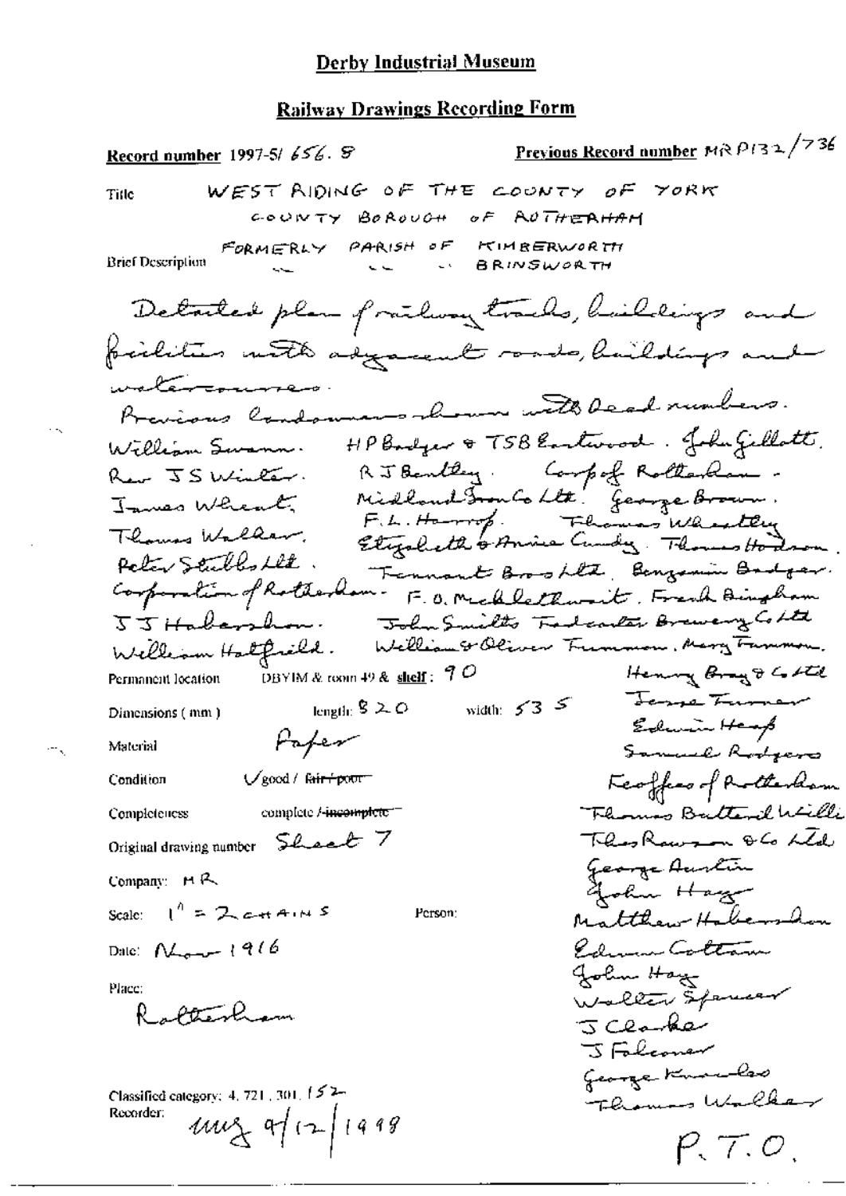# Derby Industrial Museum

## Railway Drawings Recording Form

**Record number** 1997-5/ 656. 8

**Previous Record number** MR P132/736

**Title** WEST RIDING OF THE COUNTY OF YORK
COUNTY BOROUGH OF ROTHERHAM

**Brief Description** FORMERLY PARISH OF KIMBERWORTH
" " BRINSWORTH

Detailed plan of railway tracks, buildings and facilities with adjacent roads, buildings and watercourses.
Previous landowners shown with deed numbers.
William Swann. HP Badger & TSB Eastwood. John Gillott.
Rev J S Winter. R J Bentley. Corp of Rotherham.
James Wheat. Midland Iron Co Ltd. George Brown.
Thomas Walker. F.L. Harrop. Thomas Wheatley
Peter Stubbs Ltd. Elizabeth & Annie Cundy. Thomas Hodson.
Corporation of Rotherham. Tennant Bros Ltd. Benjamin Badger.
J J Habershon. F.O. Micklethwait. Frank Bingham
William Hatfield. John Smith's Tadcaster Brewery Co Ltd
William & Oliver Trueman. Mary Trueman.
Henry Bray & Co Ltd
Jesse Turner
Edwin Heap
Samuel Rodgers
Feoffees of Rotherham
Thomas Butler and Willi
Thos Rawson & Co Ltd
George Austin
John Hay
Matthew Habershon
Edwin Cottam
John Hay
Walter Spencer
J Clarke
J Falconer
George Knowles
Thomas Walker

**Permanent location** DBYIM & room 49 & **shelf**: 90

**Dimensions (mm)** length: 820 width: 535

**Material** Paper

**Condition** ✓good / ~~fair / poor~~

**Completeness** complete / ~~incomplete~~

**Original drawing number** Sheet 7

**Company:** MR

**Scale:** 1" = 2 CHAINS

**Person:**

**Date:** Nov 1916

**Place:**
Rotherham

Classified category: 4. 721. 301. 152

Recorder: mg 9/12/1998

P.T.O.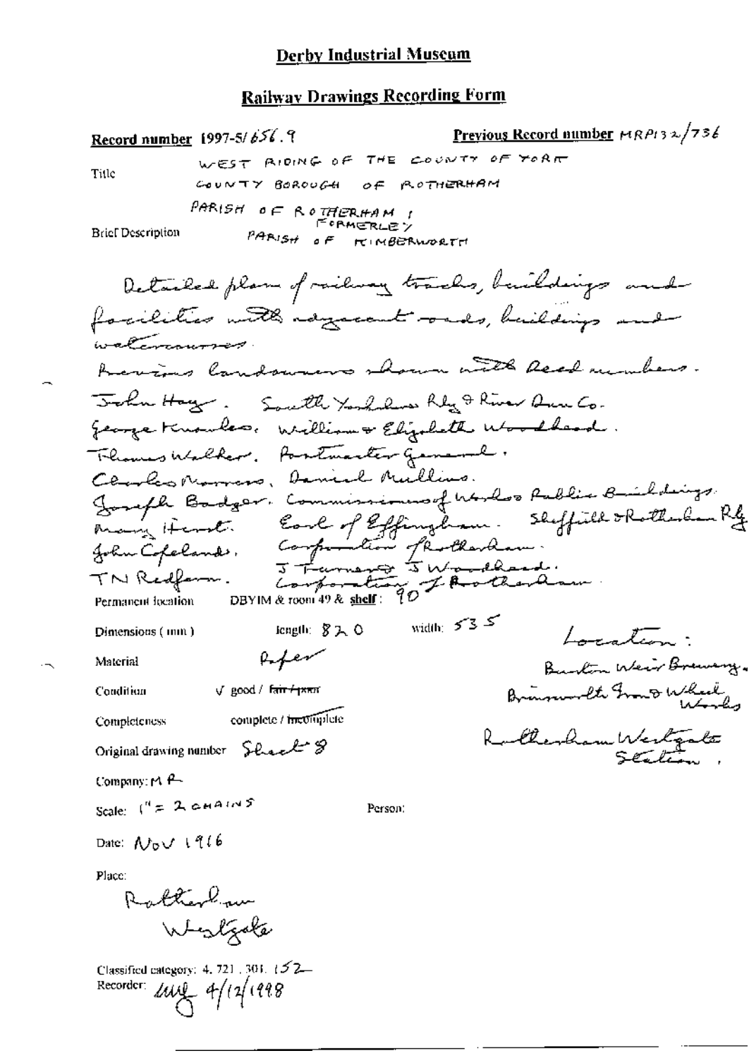# Derby Industrial Museum

## Railway Drawings Recording Form

**Record number** 1997-5/656.9

**Previous Record number** MRP132/736

Title: WEST RIDING OF THE COUNTY OF YORK
COUNTY BOROUGH OF ROTHERHAM
PARISH OF ROTHERHAM, FORMERLY PARISH OF KIMBERWORTH

Brief Description:

Detailed plan of railway tracks, buildings and facilities with adjacent roads, buildings and watercourses.
Previous landowners shown with deed numbers.
John Hay. South Yorkshire Rly & River Dun Co.
George Knowles. William & Elizabeth Woodhead.
Thomas Walker. Postmaster General.
Charles Morrers, Daniel Mullins.
Joseph Badger. Commissioners of Works Public Buildings.
Mary Hurst. Earl of Effingham. Sheffield & Rotherham Rly.
John Copeland. Corporation of Rotherham.
J Turner & J Woodhead.
TN Redfern. Corporation of Rotherham.

Permanent location: DBYIM & room 49 & shelf: 90

Location:
Burton Weir Brewery.
Brinsworth Iron & Wheel Works
Rotherham Westgate Station.

Dimensions (mm): length: 820 width: 535

Material: Paper

Condition: √ good / ~~fair / poor~~

Completeness: complete / ~~incomplete~~

Original drawing number: Sheet 8

Company: MR

Scale: 1" = 2 CHAINS

Person:

Date: NOV 1916

Place: Rotherham Westgate

Classified category: 4.721.301.152

Recorder: 4/12/1998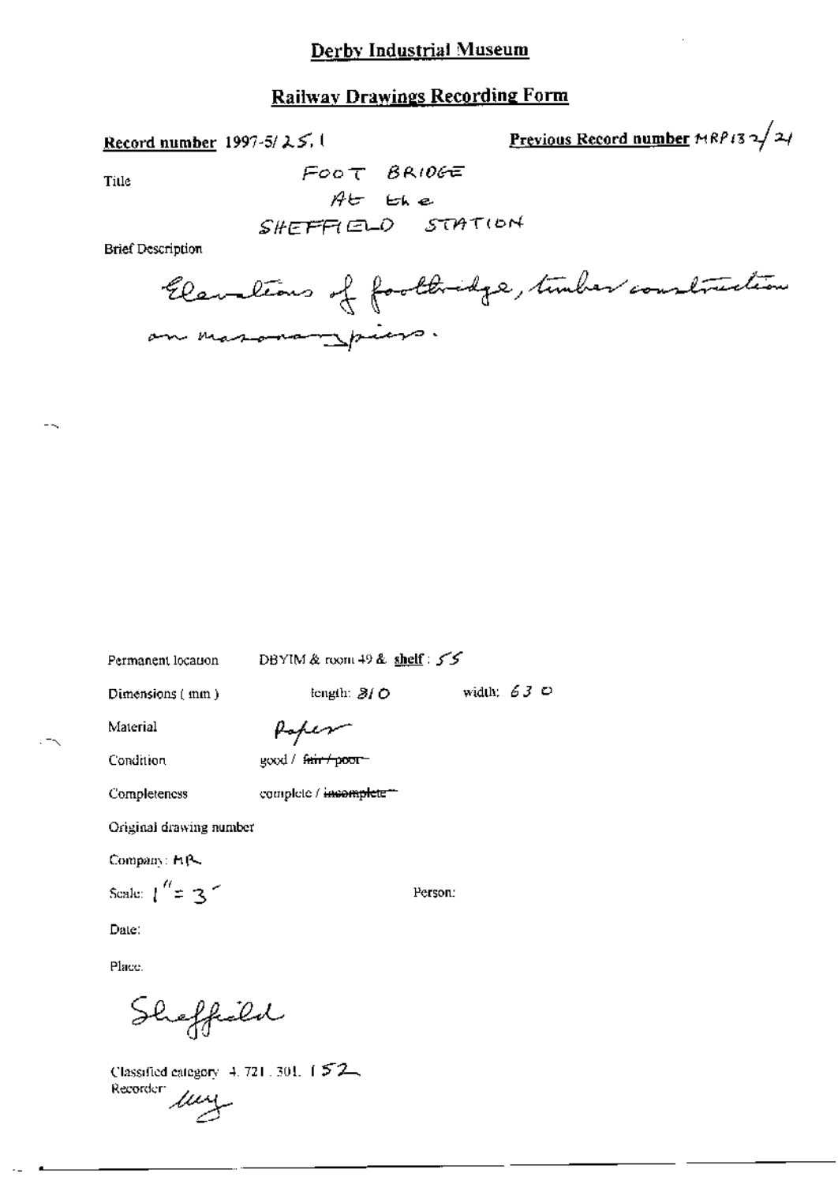# Derby Industrial Museum

## Railway Drawings Recording Form

**Record number** 1997-5/25.1

**Previous Record number** MRP132/24

Title: FOOT BRIDGE AT the SHEFFIELD STATION

Brief Description

Elevations of footbridge, timber construction on masonary piers.

Permanent location: DBYIM & room 49 & **shelf**: 55

Dimensions (mm): length: 810 width: 630

Material: Paper

Condition: good / ~~fair / poor~~

Completeness: complete / ~~incomplete~~

Original drawing number

Company: MR

Scale: 1" = 3'

Person:

Date:

Place:

Sheffield

Classified category: 4.721.301.152

Recorder: mey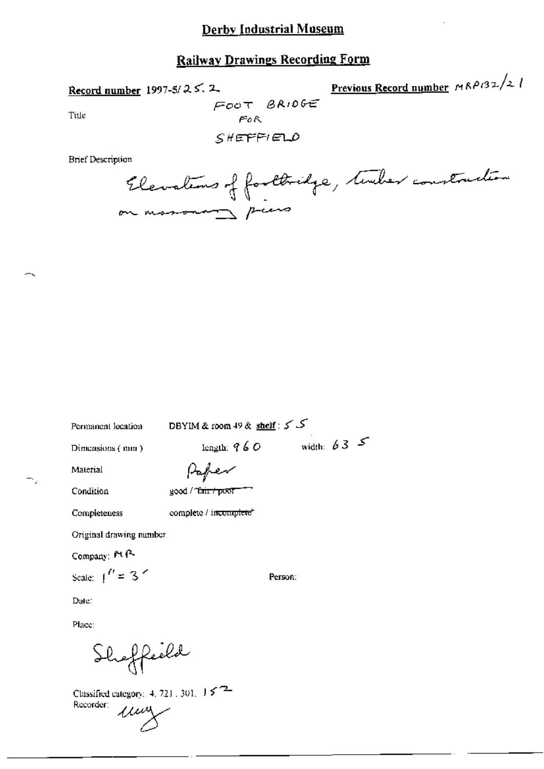# Derby Industrial Museum

## Railway Drawings Recording Form

**Record number** 1997-5/25.2

**Previous Record number** MRP132/21

Title: FOOT BRIDGE FOR SHEFFIELD

Brief Description

Elevations of footbridge, timber construction on masonry piers

Permanent location: DBYIM & room 49 & shelf: 55

Dimensions (mm): length: 960 width: 635

Material: Paper

Condition: good / ~~fair / poor~~

Completeness: complete / ~~incomplete~~

Original drawing number

Company: MR

Scale: 1" = 3'

Person:

Date:

Place:

Sheffield

Classified category: 4.721.301.152

Recorder: uuy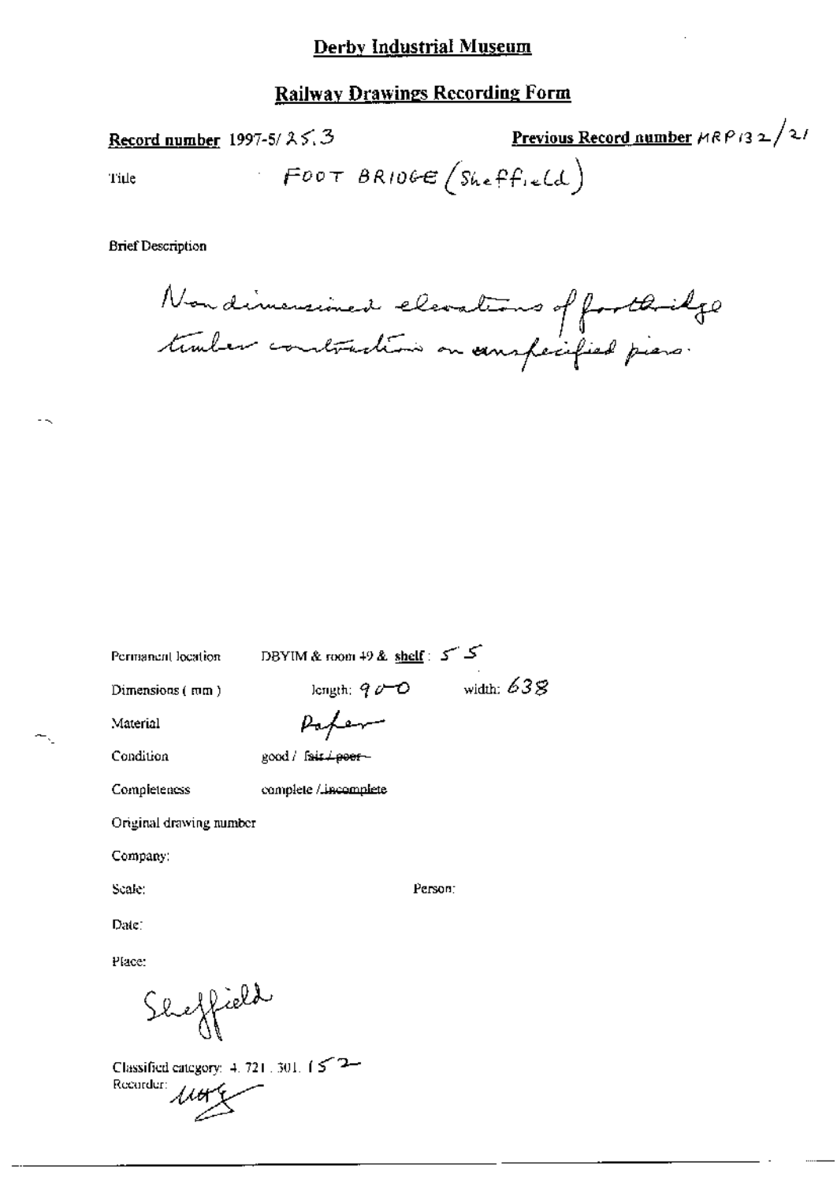# Derby Industrial Museum

## Railway Drawings Recording Form

**Record number** 1997-5/ 25.3

**Previous Record number** MRP132/21

Title FOOT BRIDGE (Sheffield)

Brief Description

Non dimensioned elevations of footbridge timber construction on unspecified piers.

Permanent location DBYIM & room 49 & shelf: 55

Dimensions (mm) length: 900 width: 638

Material Paper

Condition good / ~~fair / poor~~

Completeness complete / ~~incomplete~~

Original drawing number

Company:

Scale: Person:

Date:

Place:

Sheffield

Classified category: 4. 721. 301. 152

Recorder: MRG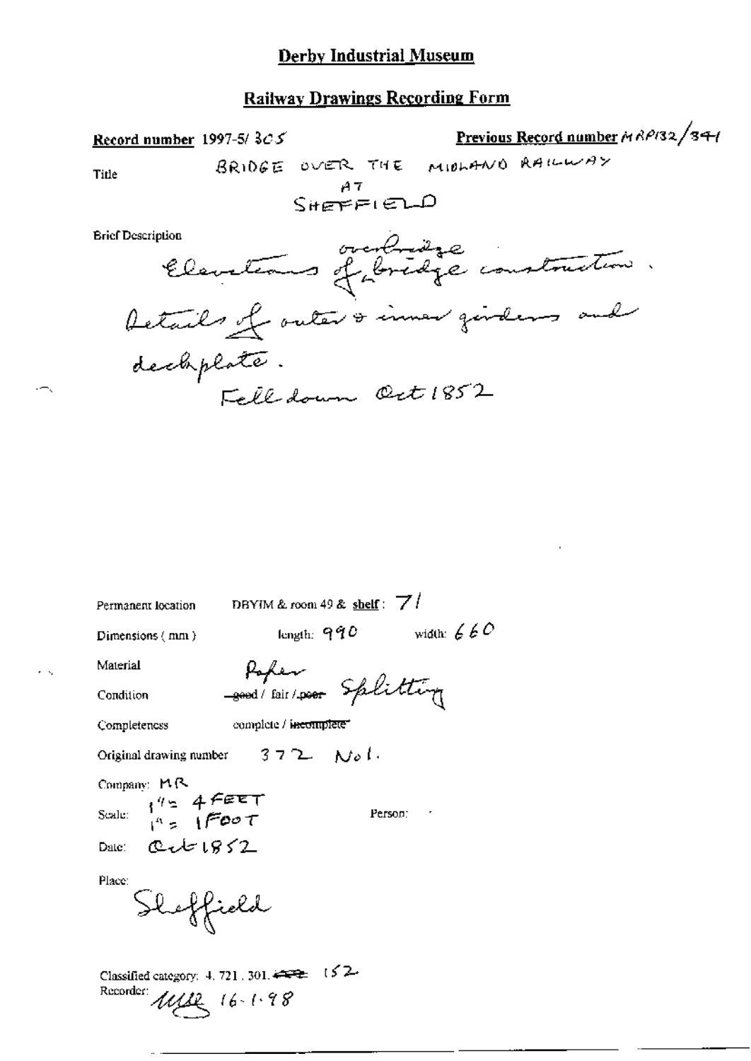# Derby Industrial Museum

## Railway Drawings Recording Form

**Record number** 1997-5/ 305 **Previous Record number** MRP132/341

Title BRIDGE OVER THE MIDLAND RAILWAY AT SHEFFIELD

Brief Description

Elevations of overbridge bridge construction. Details of outer & inner girders and deckplate. Fell down Oct 1852

Permanent location DBYIM & room 49 & shelf: 71

Dimensions (mm) length: 990 width: 660

Material Paper

Condition ~~good~~ / fair / ~~poor~~ Splitting

Completeness complete / ~~incomplete~~

Original drawing number 372 No1.

Company: MR

Scale: 1" = 4 FEET
1" = 1 FOOT

Person:

Date: Oct 1852

Place: Sheffield

Classified category: 4. 721. 301. ~~422~~ 152

Recorder: MSL 16-1-98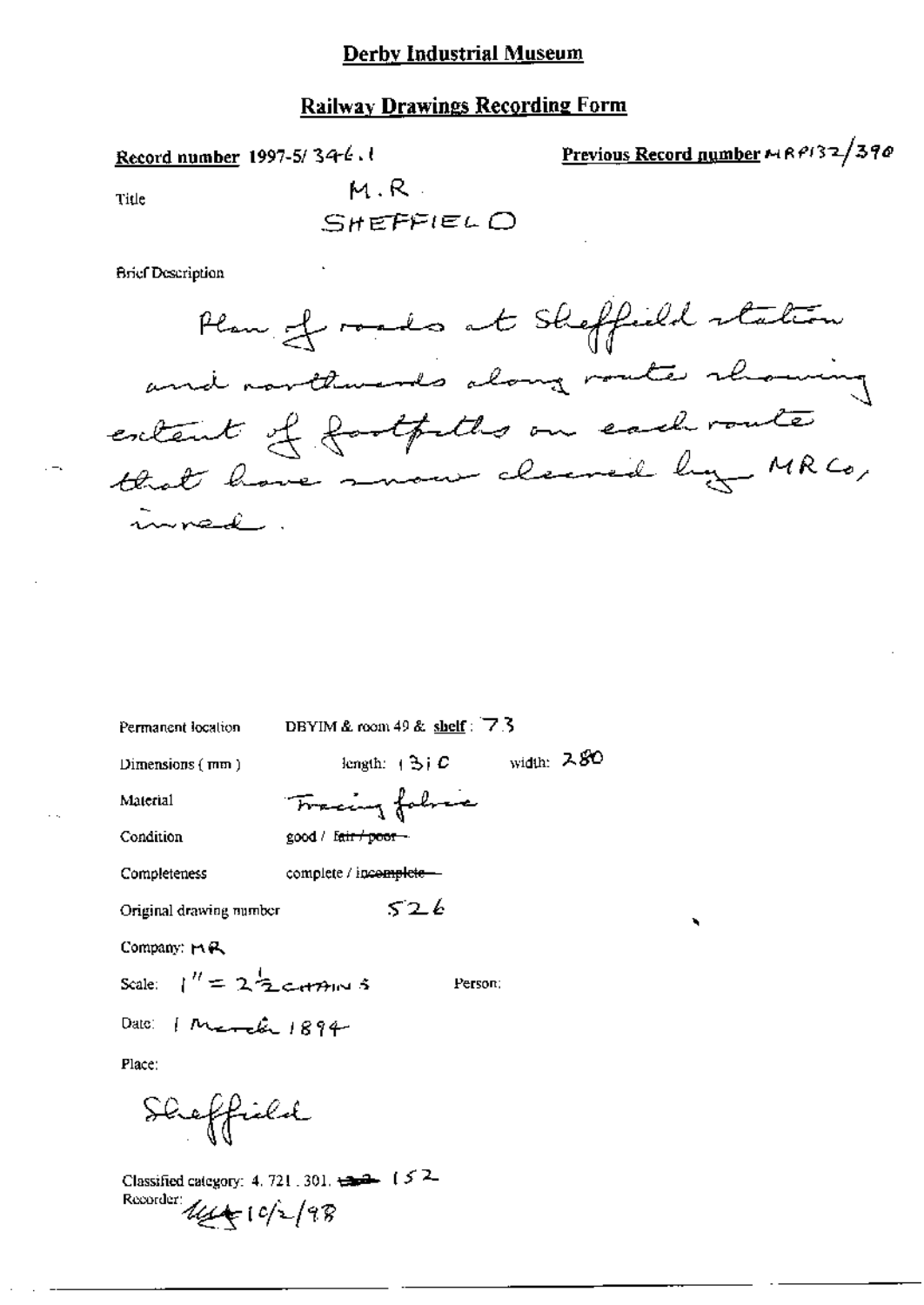# Derby Industrial Museum

## Railway Drawings Recording Form

**Record number** 1997-5/ 346.1

**Previous Record number** MRP132/390

Title

M.R.
SHEFFIELD

Brief Description

Plan of roads at Sheffield station and northwards along route showing extent of footpaths on each route that have snow cleared by MR Co, in red.

Permanent location DBYIM & room 49 & **shelf**: 73

Dimensions (mm) length: 1310 width: 280

Material Tracing fabric

Condition good / ~~fair / poor~~

Completeness complete / ~~incomplete~~

Original drawing number 526

Company: MR

Scale: 1" = 2½ CHAINS

Person:

Date: 1 March 1894

Place:

Sheffield

Classified category: 4. 721. 301. ~~152~~ 152

Recorder: [initials] 10/2/98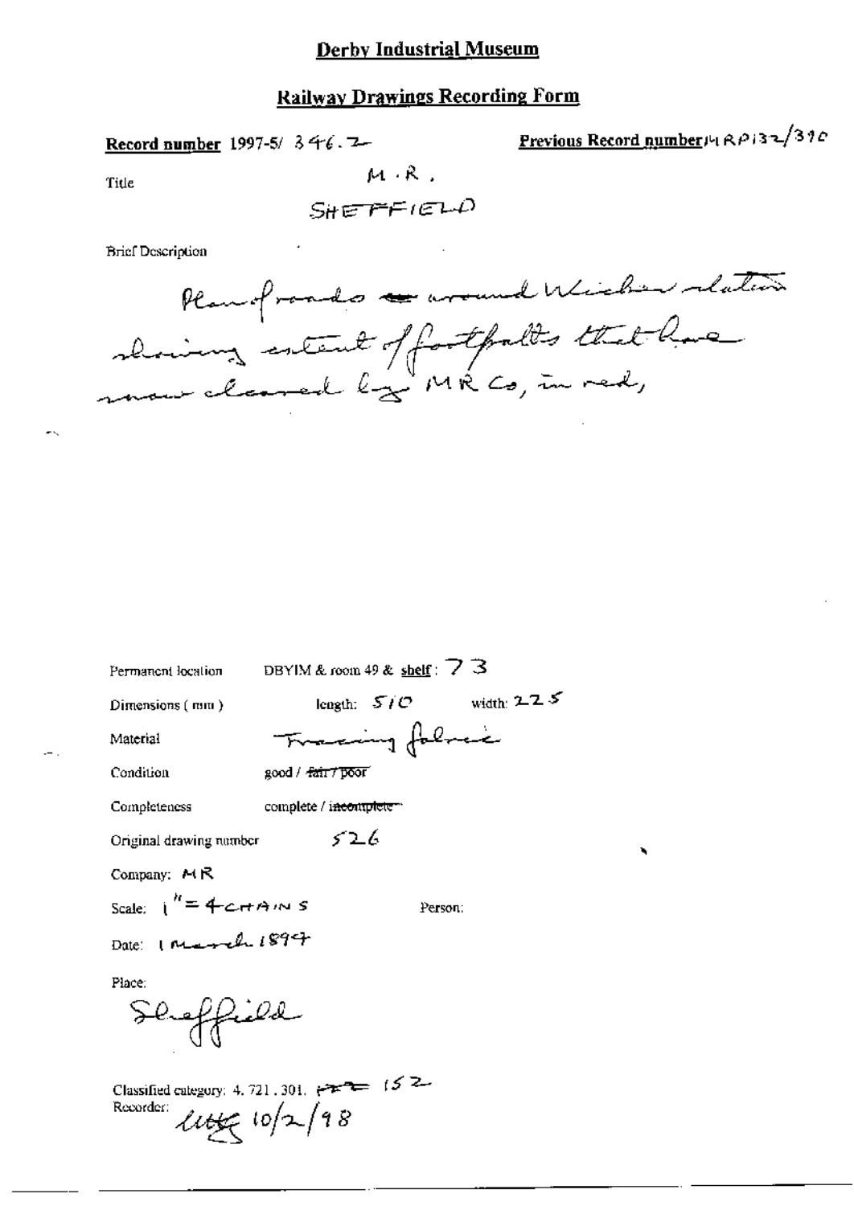# Derby Industrial Museum

## Railway Drawings Recording Form

**Record number** 1997-5/ 346.2

**Previous Record number** MRP132/340

Title

M.R.

SHEFFIELD

Brief Description

Plan of roads ~~-~~ around Wicker station showing extent of footpaths that have now cleared by MR Co, in red,

Permanent location DBYIM & room 49 & shelf : 73

Dimensions (mm) length: 510 width: 225

Material Tracing fabric

Condition good / ~~fair / poor~~

Completeness complete / ~~incomplete~~

Original drawing number 526

Company: MR

Scale: 1" = 4 CHAINS

Person:

Date: 1 March 1894

Place:

Sheffield

Classified category: 4. 721. 301. ~~~~ 152

Recorder: ~~~~ 10/2/98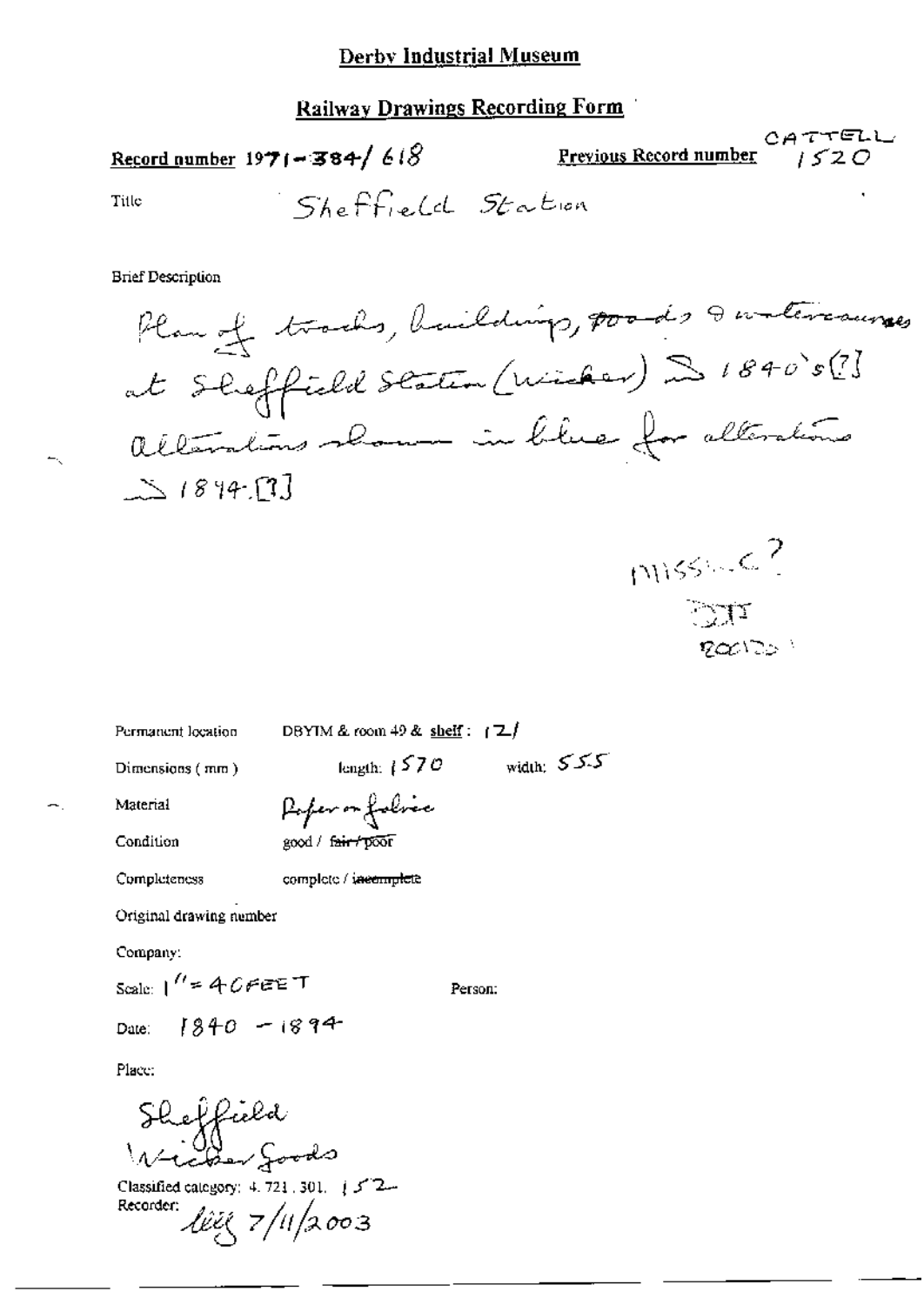## Derby Industrial Museum

## Railway Drawings Recording Form

**Record number** 1971-384/618 **Previous Record number** CATTELL 1520

Title Sheffield Station

Brief Description

Plan of tracks, buildings, roads & watercourses at Sheffield Station (Wicker) ≥ 1840's [?] alterations shown in blue for alterations ≥ 1894 [?]

MISSING?
DJT
Rec'd

Permanent location DBYIM & room 49 & shelf: 121

Dimensions (mm) length: 1570 width: 555

Material Paper on fabric

Condition good / ~~fair / poor~~

Completeness complete / ~~incomplete~~

Original drawing number

Company:

Scale: 1" = 40 FEET Person:

Date: 1840 - 1894

Place:

Sheffield
Wicker Goods

Classified category: 4.721.301. 152
Recorder: liig 7/11/2003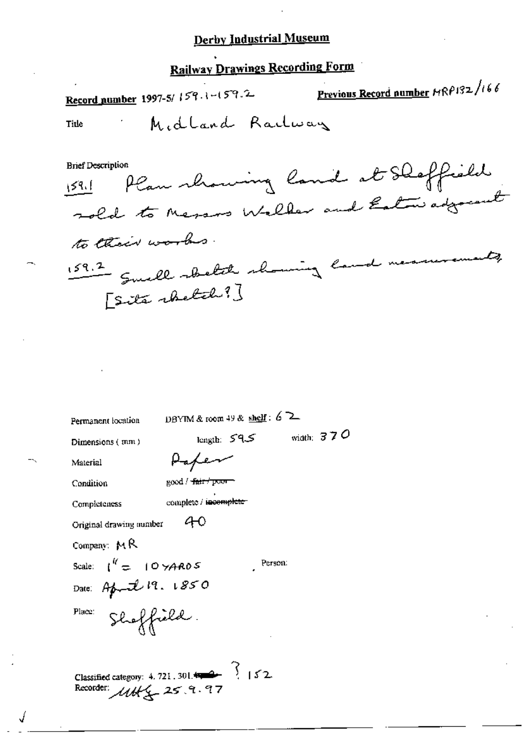**Derby Industrial Museum**

**Railway Drawings Recording Form**

**Record number** 1997-5/ 159.1-159.2

**Previous Record number** MRP132/166

Title: Midland Railway

Brief Description

159.1 Plan showing land at Sheffield sold to Messrs Walker and Eaton adjacent to their works.

159.2 Small sketch showing land measurements. [Site sketch?]

Permanent location: DBYIM & room 49 & **shelf**: 62

Dimensions (mm): length: 595 width: 370

Material: Paper

Condition: good / ~~fair / poor~~

Completeness: complete / ~~incomplete~~

Original drawing number: 40

Company: MR

Scale: 1" = 10 YARDS

Person:

Date: April 19. 1850

Place: Sheffield.

Classified category: 4. 721. 301. ~~▬~~ ? 152

Recorder: MHG 25.9.97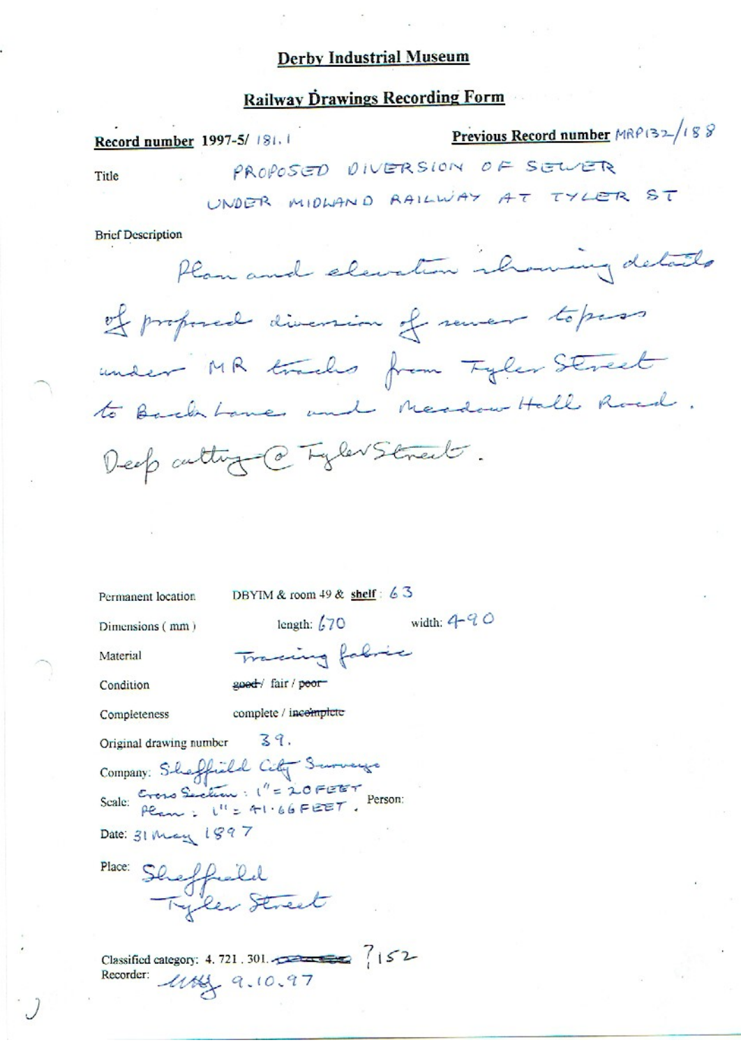# Derby Industrial Museum

## Railway Drawings Recording Form

**Record number** 1997-5/ 181.1

**Previous Record number** MRP132/188

Title: PROPOSED DIVERSION OF SEWER UNDER MIDLAND RAILWAY AT TYLER ST

Brief Description

Plan and elevation showing details of proposed diversion of sewer to pass under MR tracks from Tyler Street to Back Lane and Meadow Hall Road. Deep cutting @ Tyler Street.

Permanent location: DBYIM & room 49 & **shelf**: 63

Dimensions ( mm ): length: 670 width: 490

Material: Tracing fabric

Condition: ~~good~~ / fair / ~~poor~~

Completeness: complete / ~~incomplete~~

Original drawing number: 39.

Company: Sheffield City Surveyor

Scale: Cross Section: 1" = 20 FEET
Plan: 1" = 41.66 FEET.

Person:

Date: 31 May 1897

Place: Sheffield
Tyler Street

Classified category: 4. 721. 301. ~~.....~~ 7152

Recorder: ~~MMG~~ 9.10.97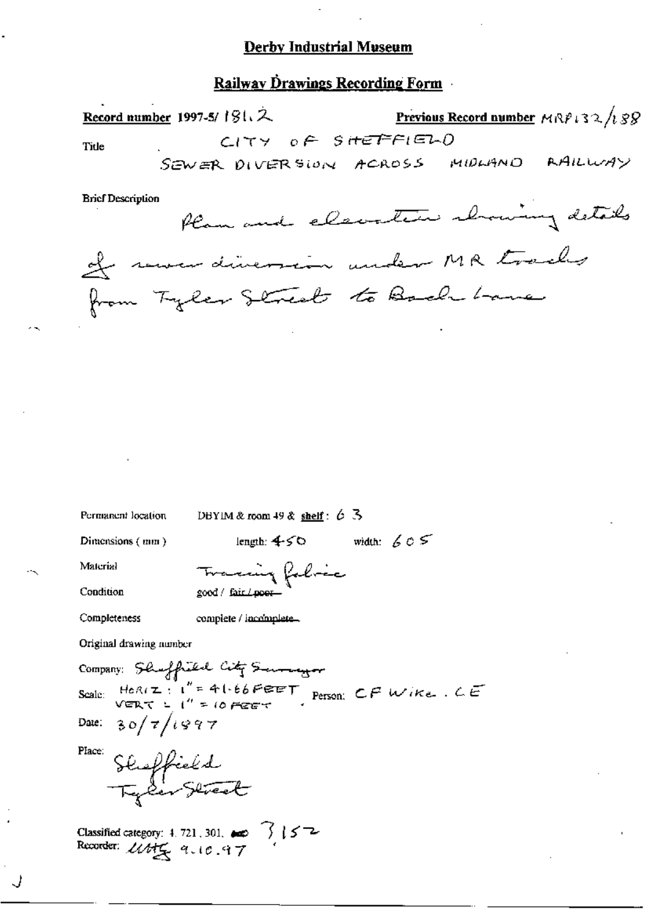# Derby Industrial Museum

## Railway Drawings Recording Form

**Record number** 1997-5/ 181.2 **Previous Record number** MRP132/188

Title CITY OF SHEFFIELD
SEWER DIVERSION ACROSS MIDLAND RAILWAY

Brief Description
Plan and elevation showing details of sewer diversion under MR tracks from Tyler Street to Bach Lane

Permanent location DBYIM & room 49 & **shelf**: 63

Dimensions (mm) length: 450 width: 605

Material Tracing fabric

Condition good / ~~fair / poor~~

Completeness complete / ~~incomplete~~

Original drawing number

Company: Sheffield City Surveyor

Scale: HORIZ: 1" = 41.66 FEET
VERT = 1" = 10 FEET

Person: CF Wike . CE

Date: 30/7/1897

Place: Sheffield
Tyler Street

Classified category: 4. 721, 301, 3152

Recorder: UMG 9.10.97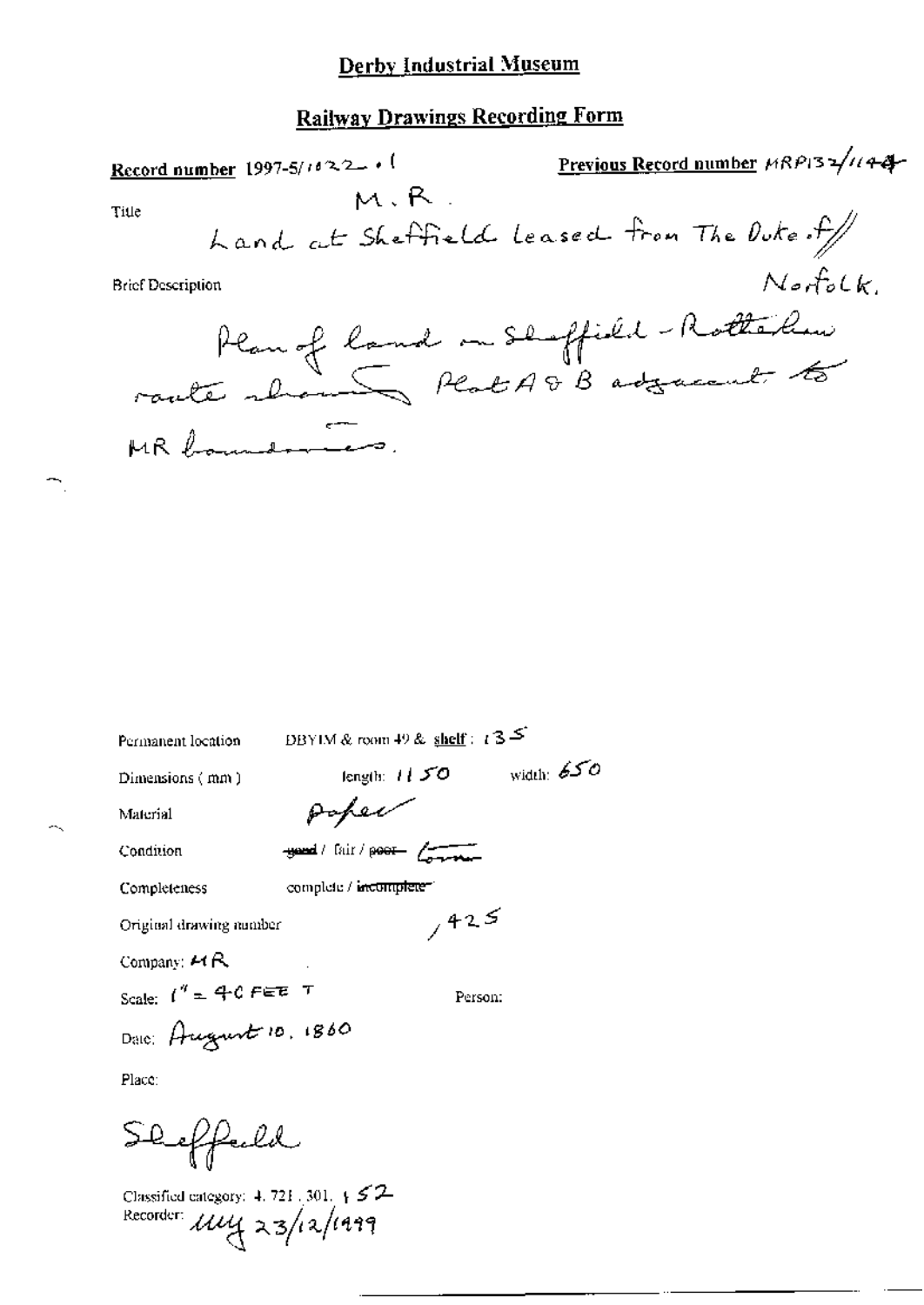# Derby Industrial Museum

## Railway Drawings Recording Form

**Record number** 1997-5/1022.1

**Previous Record number** MRP132/1144

Title

M.R.

Land at Sheffield leased from The Duke of Norfolk.

Brief Description

Plan of land on Sheffield - Rotherham route showing Plot A & B adjacent to MR boundaries.

Permanent location DBYIM & room 49 & shelf: 135

Dimensions (mm) length: 1150 width: 650

Material Paper

Condition ~~good~~ / fair / ~~poor~~ Torn

Completeness complete / ~~incomplete~~

Original drawing number /425

Company: MR

Scale: 1" = 40 FEET

Person:

Date: August 10, 1860

Place:

Sheffield

Classified category: 4. 721. 301. 152

Recorder: mg 23/12/1999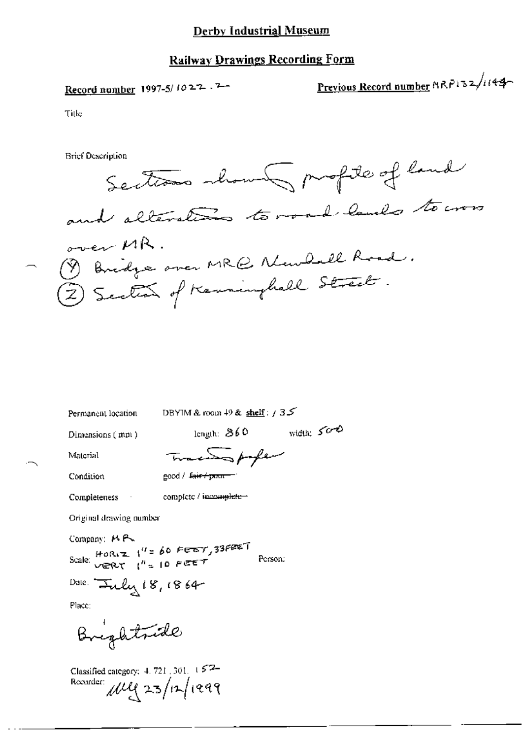# Derby Industrial Museum

## Railway Drawings Recording Form

**Record number** 1997-5/ 1022 . 2 **Previous Record number** MRP132/1144

Title

Brief Description

Sections showing profile of land and alterations to road levels to cross over MR.
(Y) Bridge over MR @ Newhall Road.
(Z) Section of Kenninghall Street.

Permanent location DBYIM & room 49 & shelf : / 35

Dimensions ( mm ) length: 860 width: 500

Material Tracing paper

Condition good / ~~fair / poor~~

Completeness complete / ~~incomplete~~

Original drawing number

Company: MR

Scale: HORIZ 1" = 60 FEET, 33FEET
VERT 1" = 10 FEET Person:

Date. July 18, 1864

Place:

Brightside

Classified category: 4. 721 . 301. 152
Recorder: MLY 23/12/1999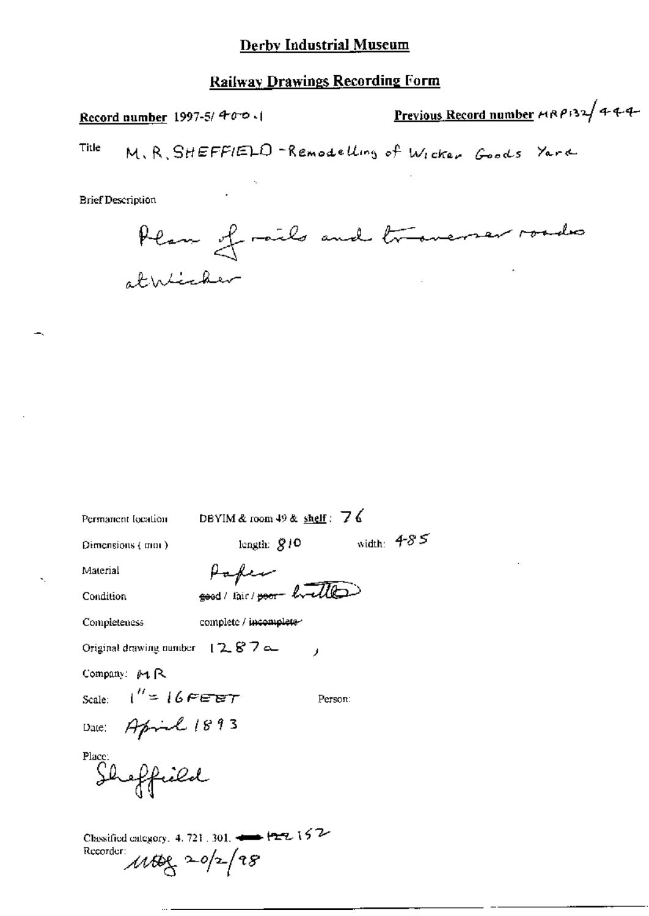# Derby Industrial Museum

## Railway Drawings Recording Form

**Record number** 1997-5/ 400.1

**Previous Record number** MRP132/444

Title M. R. SHEFFIELD - Remodelling of Wicker Goods Yard

Brief Description

Plan of rails and traverser roads at Wicker

Permanent location DBYIM & room 49 & **shelf**: 76

Dimensions (mm) length: 810 width: 485

Material Paper

Condition ~~good~~ / fair / ~~poor~~ - brittle

Completeness complete / ~~incomplete~~

Original drawing number 1287a ,

Company: MR

Scale: 1" = 16 FEET Person:

Date: April 1893

Place: Sheffield

Classified category. 4. 721 . 301. ~~122~~ 152

Recorder: MBG 20/2/98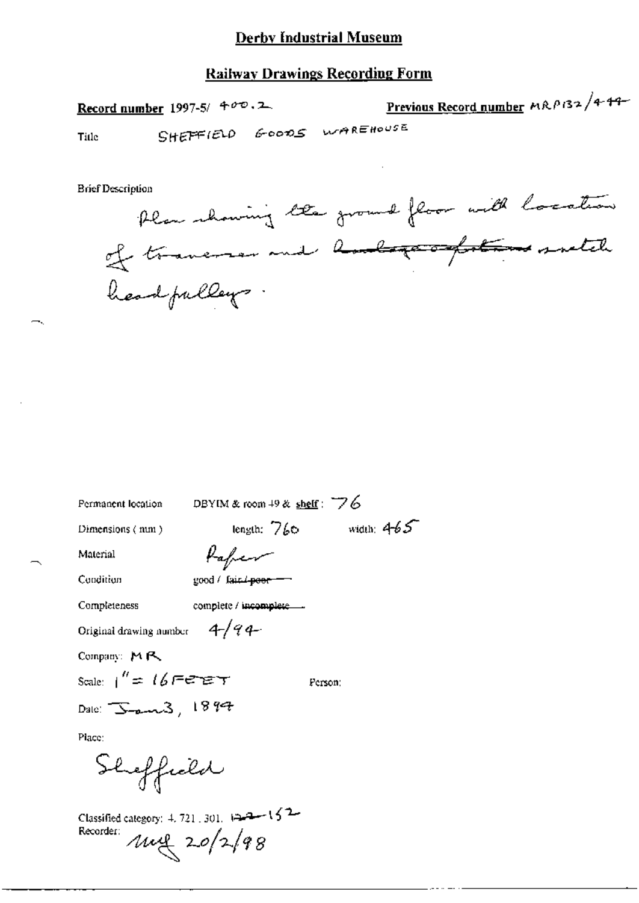# Derby Industrial Museum

## Railway Drawings Recording Form

**Record number** 1997-5/ 400.2

**Previous Record number** MRP132/444

Title SHEFFIELD GOODS WAREHOUSE

Brief Description

Plan showing the ground floor with location of traverser and ~~~~ snatch head pulleys.

Permanent location DBYIM & room 49 & shelf: 76

Dimensions (mm) length: 760 width: 465

Material Paper

Condition good / ~~fair / poor~~

Completeness complete / ~~incomplete~~

Original drawing number 4/94

Company: MR

Scale: 1" = 16 FEET

Person:

Date: Jan 3, 1894

Place:

Sheffield

Classified category: 4. 721. 301. ~~~~ 152

Recorder: mg 20/2/98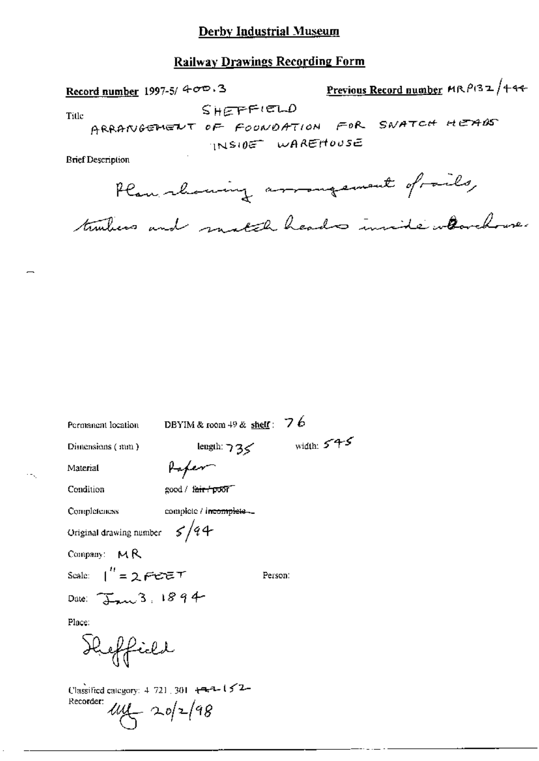# Derby Industrial Museum

## Railway Drawings Recording Form

**Record number** 1997-5/ 400.3

**Previous Record number** MR P132 / 444

Title SHEFFIELD ARRANGEMENT OF FOUNDATION FOR SNATCH HEADS INSIDE WAREHOUSE

Brief Description

Plan showing arrangement of rails, timbers and snatch heads inside warehouse.

Permanent location DBYIM & room 49 & **shelf**: 76

Dimensions (mm) length: 735 width: 545

Material Paper

Condition good / ~~fair / poor~~

Completeness complete / ~~incomplete~~

Original drawing number 5/94

Company: MR

Scale: 1" = 2 FEET

Person:

Date: Jan 3, 1894

Place:

Sheffield

Classified category: 4. 721. 301 ~~142~~ 152

Recorder: MG 20/2/98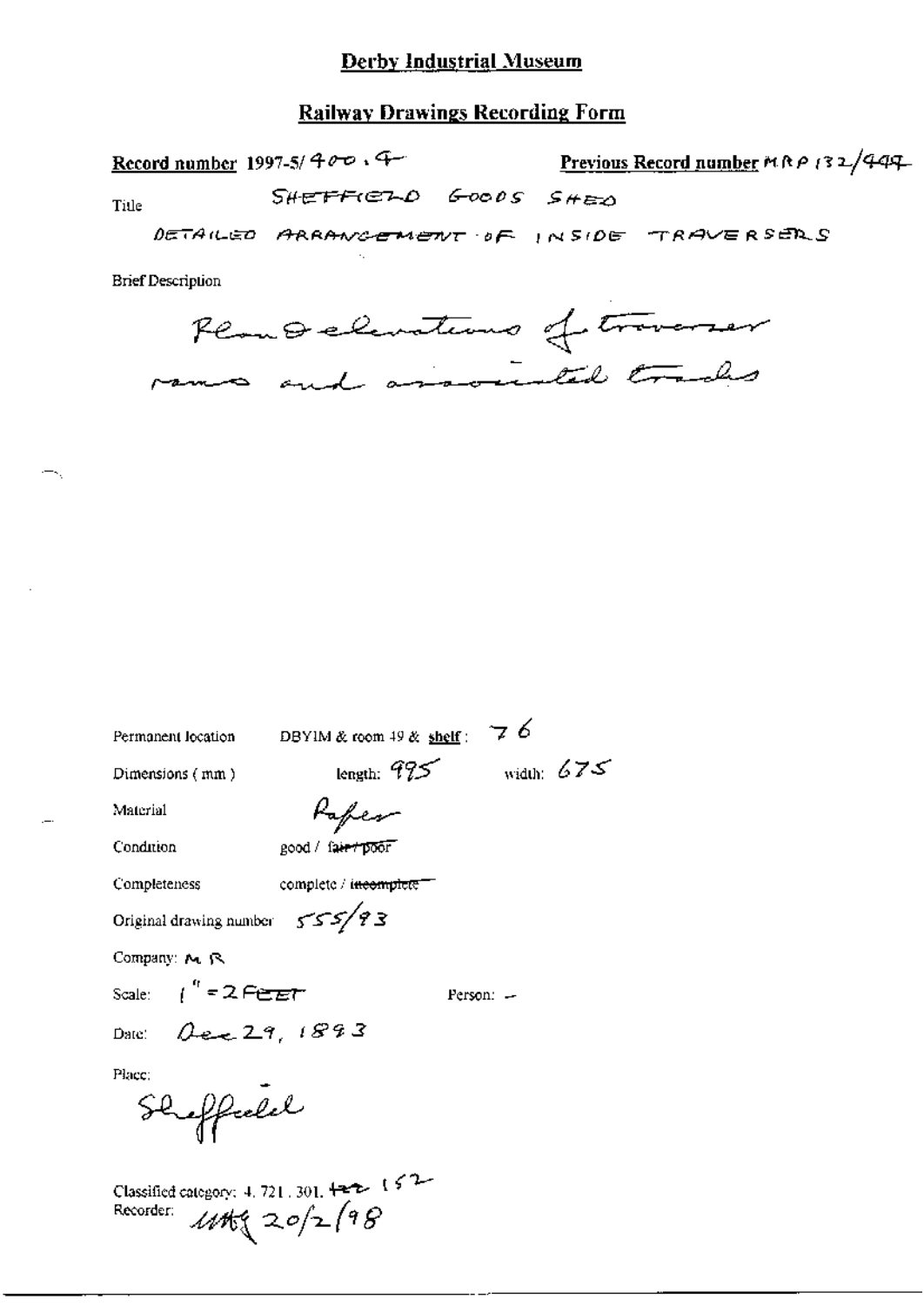# Derby Industrial Museum

## Railway Drawings Recording Form

**Record number** 1997-5/400.4 **Previous Record number** MRP 132/444

Title SHEFFIELD GOODS SHED

DETAILED ARRANGEMENT OF INSIDE TRAVERSERS

Brief Description

Plan & elevations of traverser rams and associated tracks

Permanent location DBYIM & room 49 & **shelf**: 76

Dimensions (mm) length: 995 width: 675

Material Paper

Condition good / ~~fair / poor~~

Completeness complete / ~~incomplete~~

Original drawing number 555/93

Company: M R

Scale: 1" = 2 FEET Person: -

Date: Dec 29, 1893

Place:

Sheffield

Classified category: 4. 721. 301. ~~122~~ 152

Recorder: ~~uu~~ 20/2/98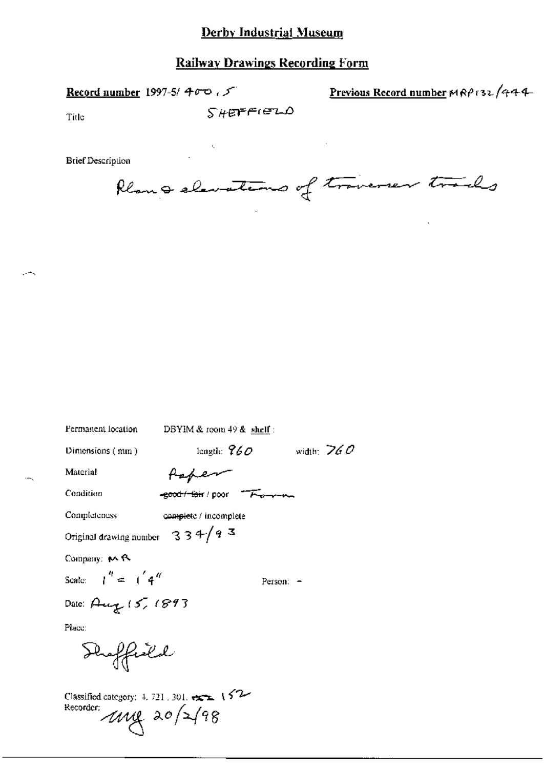# Derby Industrial Museum

## Railway Drawings Recording Form

**Record number** 1997-5/ 400 . 5

**Previous Record number** MRP132/444

Title SHEFFIELD

Brief Description

Plan & elevations of traverser tracks

Permanent location DBYIM & room 49 & shelf :

Dimensions ( mm ) length: 960 width: 760

Material Paper

Condition ~~good / fair~~ / poor Torn

Completeness ~~complete~~ / incomplete

Original drawing number 334/93

Company: MR

Scale: 1" = 1'4" Person: -

Date: Aug 15, 1893

Place:

Sheffield

Classified category: 4. 721. 301. ~~xx~~ 152

Recorder: mg 20/2/98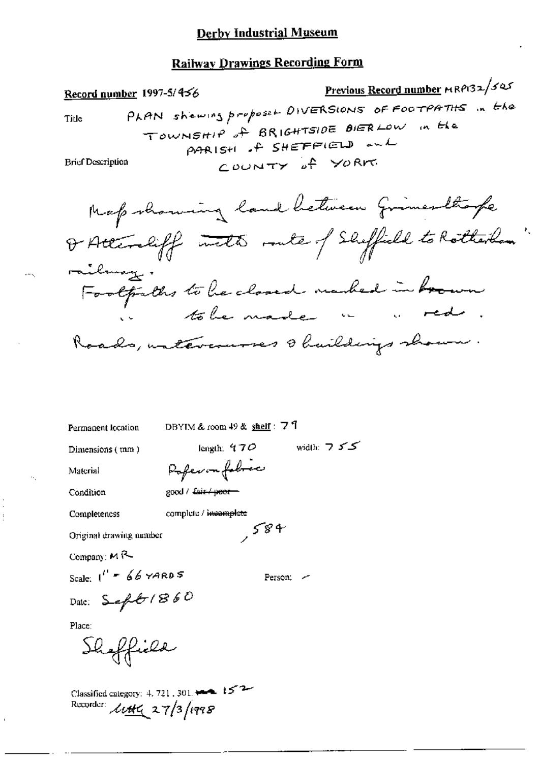# Derby Industrial Museum

## Railway Drawings Recording Form

**Record number** 1997-5/456

**Previous Record number** MRP132/525

Title: PLAN shewing proposed DIVERSIONS OF FOOTPATHS in the TOWNSHIP of BRIGHTSIDE BIERLOW in the PARISH of SHEFFIELD and COUNTY of YORK.

Brief Description:

Map showing land between Grimesthorpe & Attercliffe with route of Sheffield to Rotherham railway.
Footpaths to be closed marked in ~~brown~~
" to be made " " red.
Roads, watercourses & buildings shown.

Permanent location: DBYIM & room 49 & **shelf**: 79

Dimensions (mm): length: 470 width: 755

Material: Paper on fabric

Condition: good / ~~fair / poor~~

Completeness: complete / ~~incomplete~~

Original drawing number: ,584

Company: MR

Scale: 1" = 66 YARDS

Person: -

Date: Sept 1860

Place:

Sheffield

Classified category: 4.721.301. ~~—~~ 152

Recorder: [initials] 27/3/1998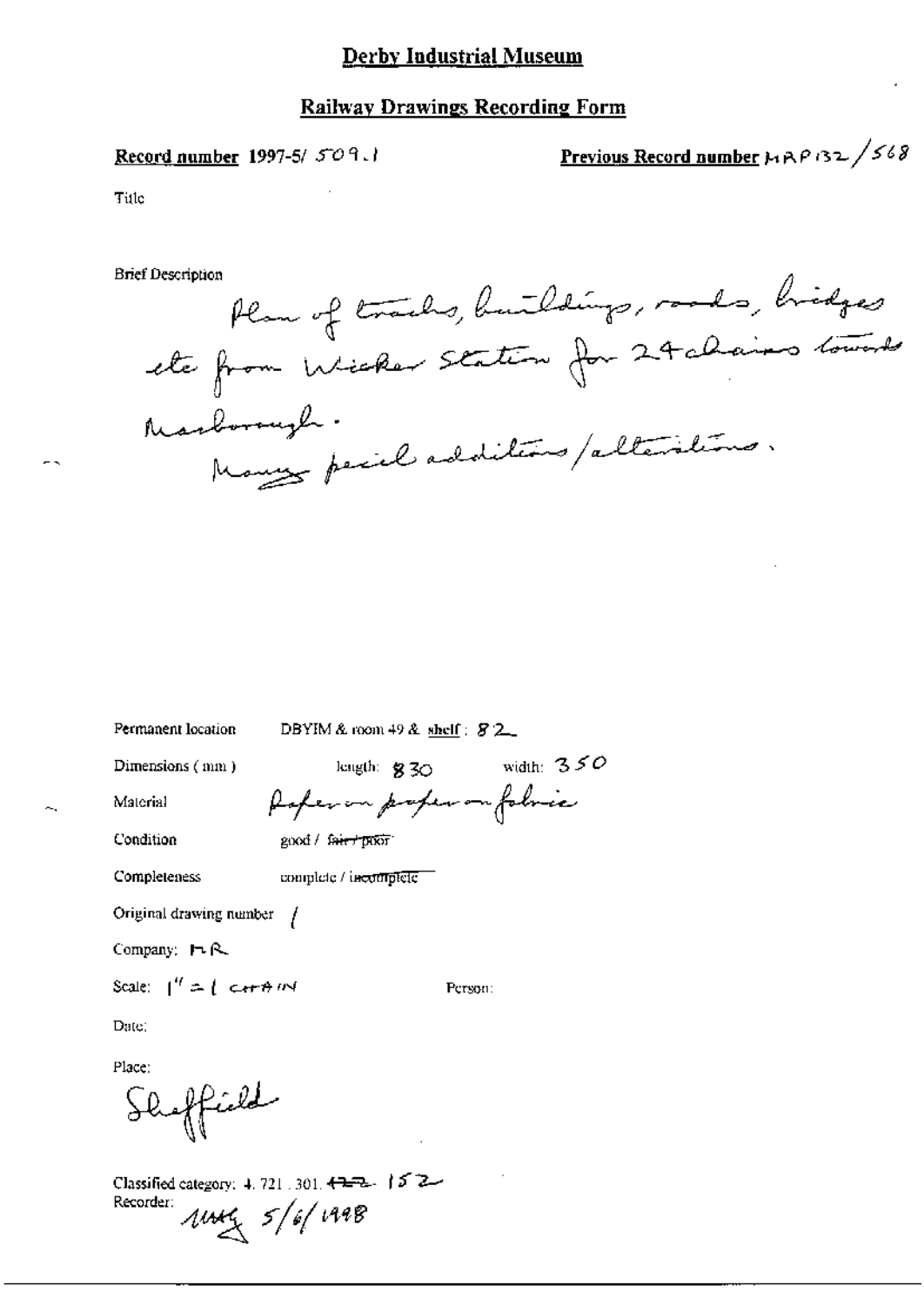# Derby Industrial Museum

## Railway Drawings Recording Form

**Record number** 1997-5/ 509.1

**Previous Record number** MRP132/568

Title

Brief Description

Plan of tracks, buildings, roads, bridges etc from Wicker Station for 24 chains towards Masborough.
Many pencil additions/alterations.

Permanent location DBYIM & room 49 & shelf: 82

Dimensions (mm) length: 830 width: 350

Material Paper on paper on fabric

Condition good / ~~fair / poor~~

Completeness complete / ~~incomplete~~

Original drawing number /

Company: MR

Scale: 1" = 1 CHAIN

Person:

Date:

Place:
Sheffield

Classified category: 4. 721. 301. ~~122~~ 152

Recorder: MMG 5/6/1998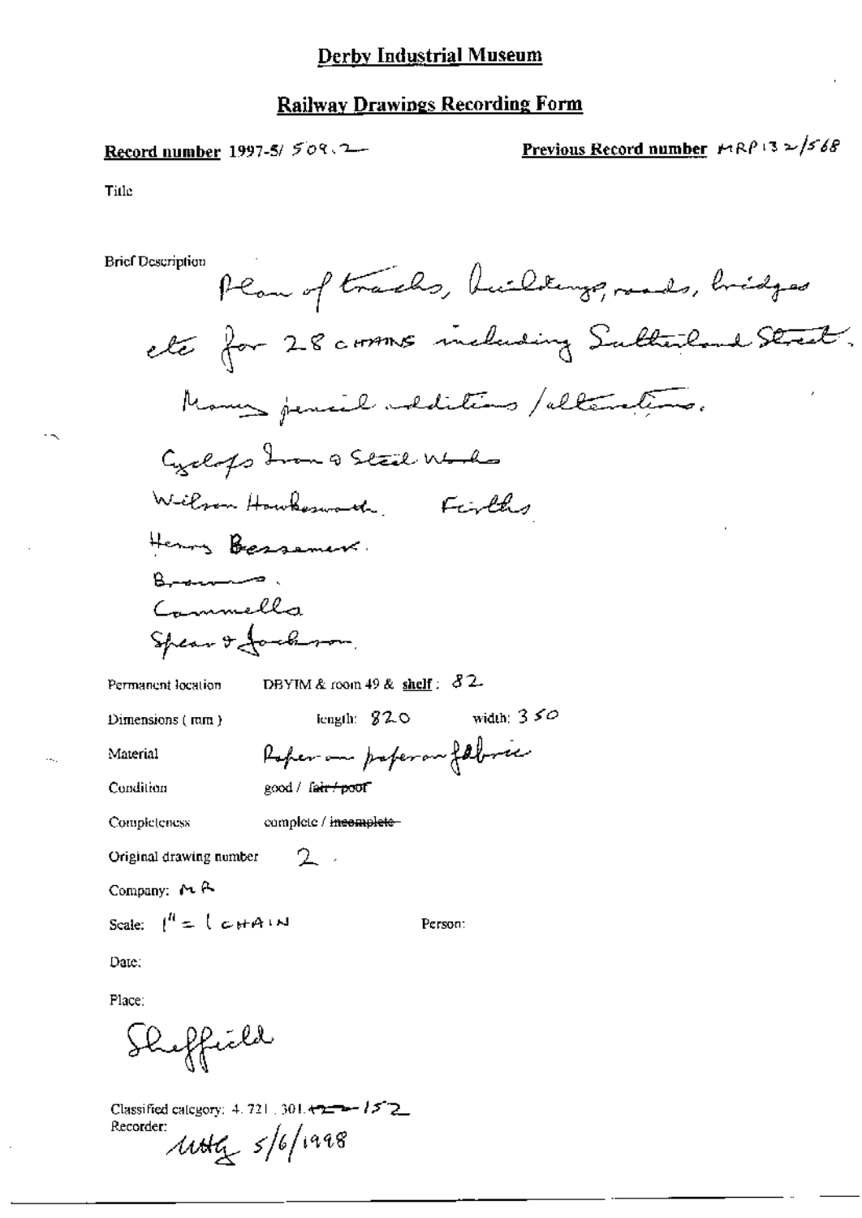# Derby Industrial Museum

## Railway Drawings Recording Form

**Record number** 1997-5/ 509.2

**Previous Record number** MRP132/568

Title

Brief Description
Plan of tracks, buildings, roads, bridges etc for 28 chains including Sutherland Street.
Many pencil additions / alterations.
Cyclops Iron & Steel Works
Wilson Hawksworth. Firths
Henry Bessemer.
Browns.
Cammells
Spear & Jackson.

Permanent location DBYIM & room 49 & **shelf**: 82

Dimensions (mm) length: 820 width: 350

Material Paper on paper on fabric

Condition good / ~~fair / poor~~

Completeness complete / ~~incomplete~~

Original drawing number 2.

Company: MR

Scale: 1" = 1 CHAIN

Person:

Date:

Place:
Sheffield

Classified category: 4. 721. 301. ~~...~~ 152

Recorder:
MHG 5/6/1998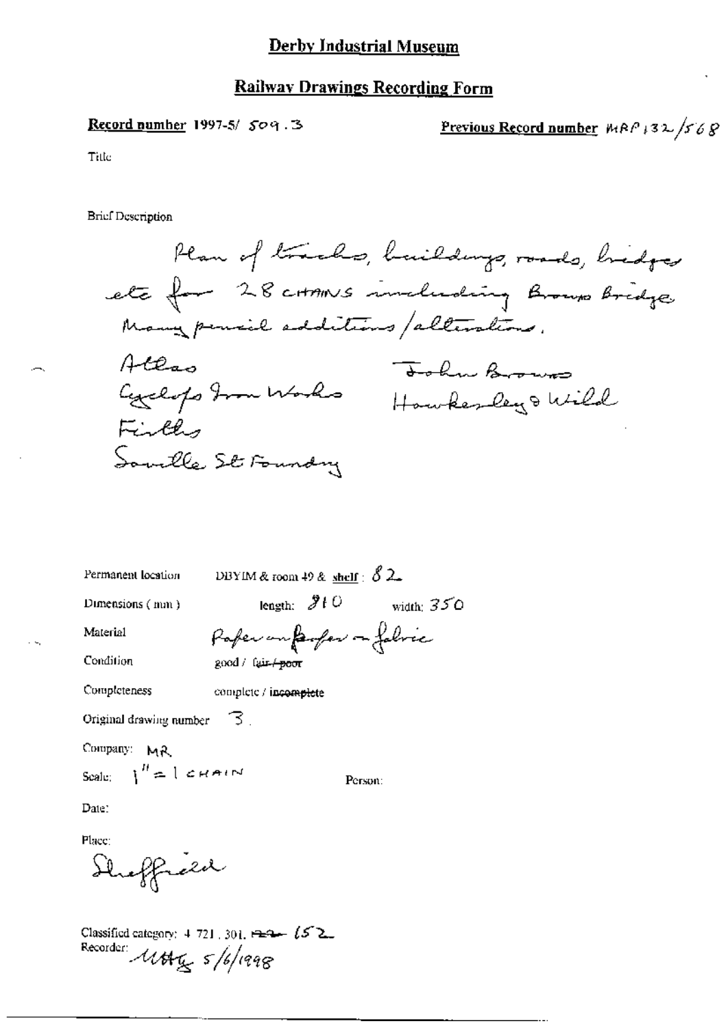# Derby Industrial Museum

## Railway Drawings Recording Form

**Record number** 1997-5/ 509.3

**Previous Record number** MRP132/568

Title

Brief Description

Plan of tracks, buildings, roads, bridges etc for 28 CHAINS including Browns Bridge. Many pencil additions/alterations.

Atlas
Cyclops Iron Works
Firths
Saville St Foundry

John Browns
Hawkesley & Wild

Permanent location: DBYIM & room 49 & shelf: 82

Dimensions (mm): length: 810 width: 350

Material: Paper on paper on fabric

Condition: good / ~~fair / poor~~

Completeness: complete / ~~incomplete~~

Original drawing number: 3.

Company: MR

Scale: 1" = 1 CHAIN

Person:

Date:

Place: Sheffield

Classified category: 4.721.301. ~~122~~ 152

Recorder: MHG 5/6/1998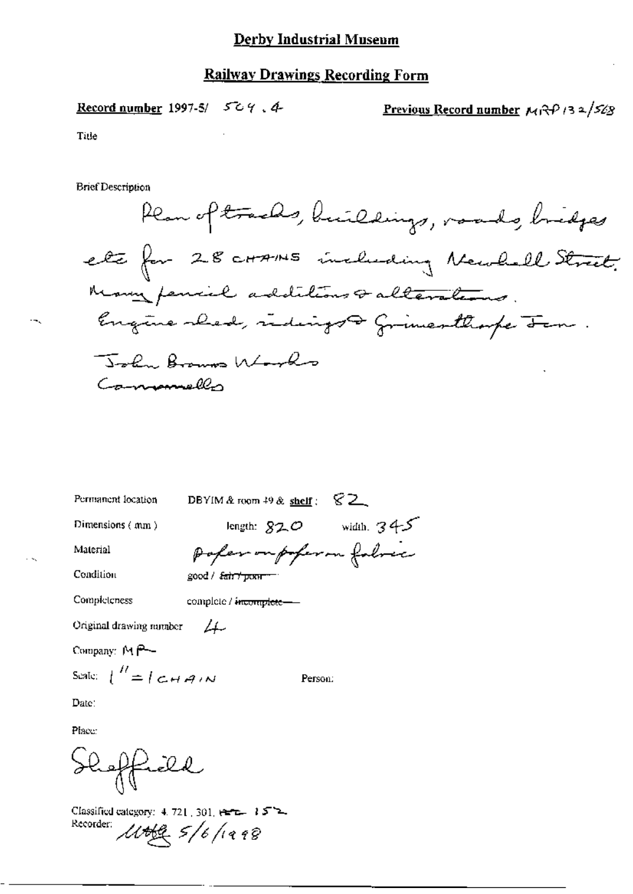# Derby Industrial Museum

## Railway Drawings Recording Form

**Record number** 1997-5/ 504.4

**Previous Record number** MRP132/568

Title

Brief Description

Plan of tracks, buildings, roads, bridges etc for 28 CHAINS including Newhall Street. Many pencil additions & alterations. Engine shed, sidings & Grimesthorpe Jcn. John Browns Works Cammells

Permanent location: DBYIM & room 49 & **shelf**: 82

Dimensions (mm): length: 820 width: 345

Material: Paper on paper on fabric

Condition: good / ~~fair / poor~~

Completeness: complete / ~~incomplete~~

Original drawing number: 4

Company: MR

Scale: 1" = 1 CHAIN

Person:

Date:

Place: Sheffield

Classified category: 4.721, 301, ~~HTC~~ 152

Recorder: MHG 5/6/1998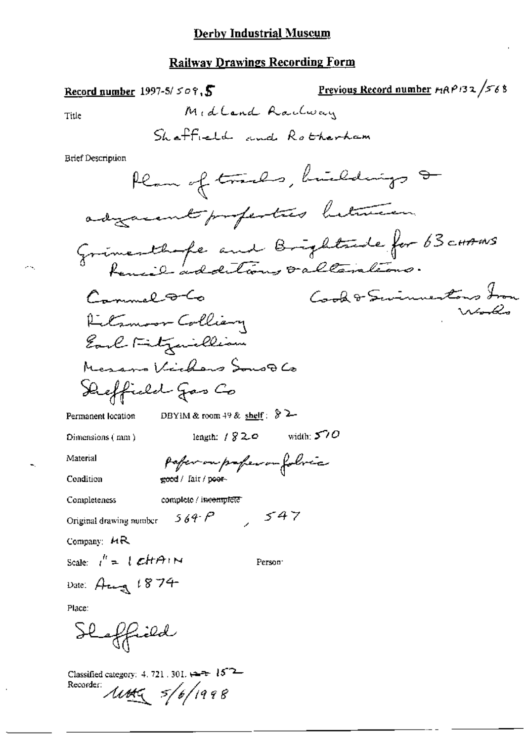# Derby Industrial Museum

## Railway Drawings Recording Form

**Record number** 1997-5/ 509, 5

**Previous Record number** MRP132/568

Title: Midland Railway

Sheffield and Rotherham

Brief Description:

Plan of tracks, buildings & adjacent properties between Grimesthorpe and Brightside for 63 chains

Pencil additions & alterations.

Cammel & Co

Cook & Swinnertons Iron Works

Pitsmoor Colliery

Earl Fitzwilliam

Messrs Vickers Sons & Co

Sheffield Gas Co

Permanent location: DBYIM & room 49 & shelf: 82

Dimensions (mm): length: 1820 width: 570

Material: Paper on paper on fabric

Condition: ~~good~~ / fair / ~~poor~~

Completeness: complete / ~~incomplete~~

Original drawing number: 564-P, 547

Company: MR

Scale: 1" = 1 CHAIN

Person:

Date: Aug 1874

Place:

Sheffield

Classified category: 4. 721. 301. ~~???~~ 152

Recorder: MHG 5/6/1998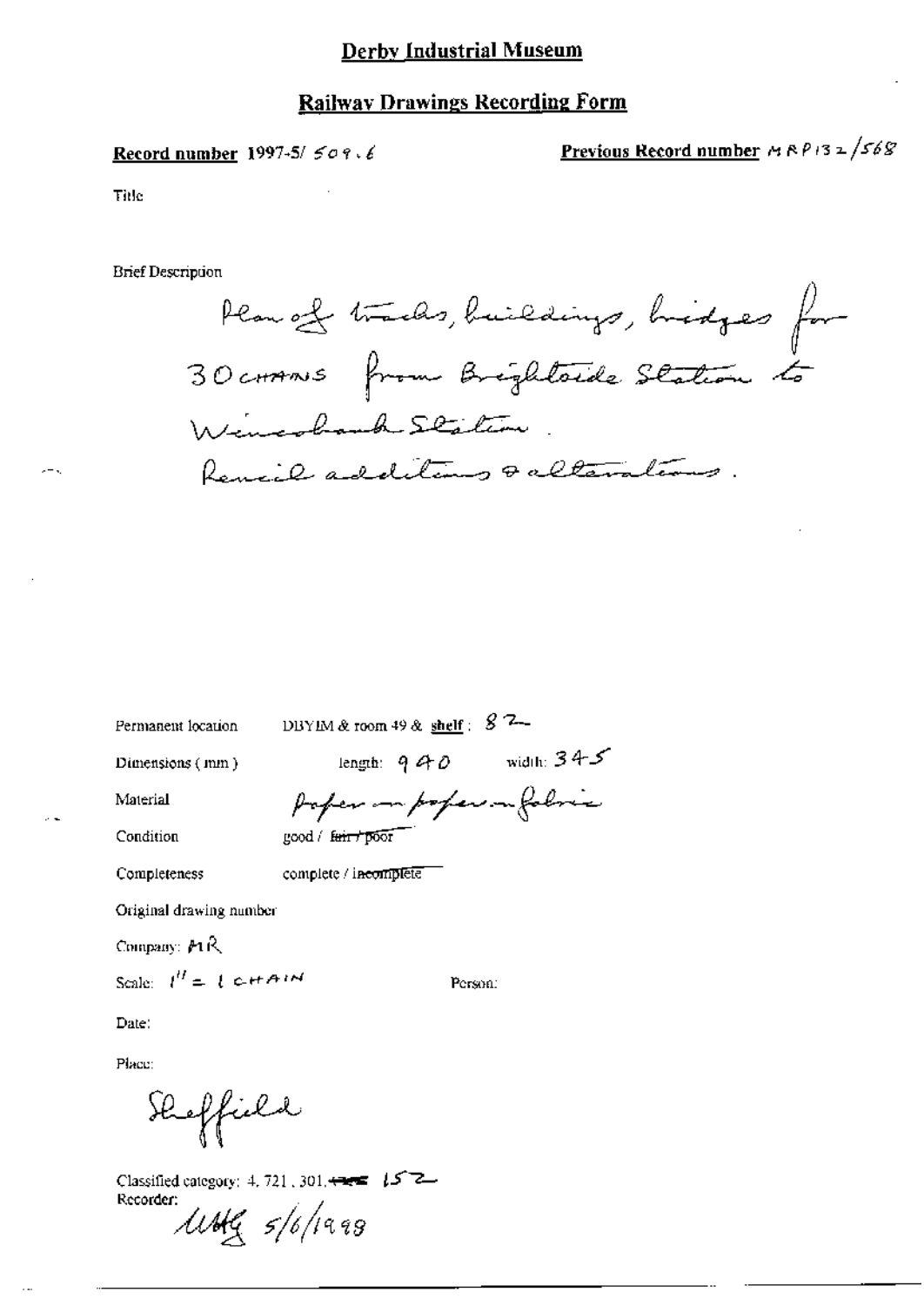# Derby Industrial Museum

## Railway Drawings Recording Form

**Record number** 1997-5/ 509.6

**Previous Record number** MRP132/568

Title

Brief Description

Plan of tracks, buildings, bridges for 30 CHAINS from Brightside Station to Wincobank Station.
Pencil additions & alterations.

Permanent location: DBYIM & room 49 & **shelf**: 82

Dimensions (mm): length: 940 width: 345

Material: Paper on paper on fabric

Condition: good / ~~fair / poor~~

Completeness: complete / ~~incomplete~~

Original drawing number

Company: MR

Scale: 1" = 1 CHAIN

Person:

Date:

Place:

Sheffield

Classified category: 4, 721, 301, ~~~~ 152

Recorder:

UMG 5/6/1998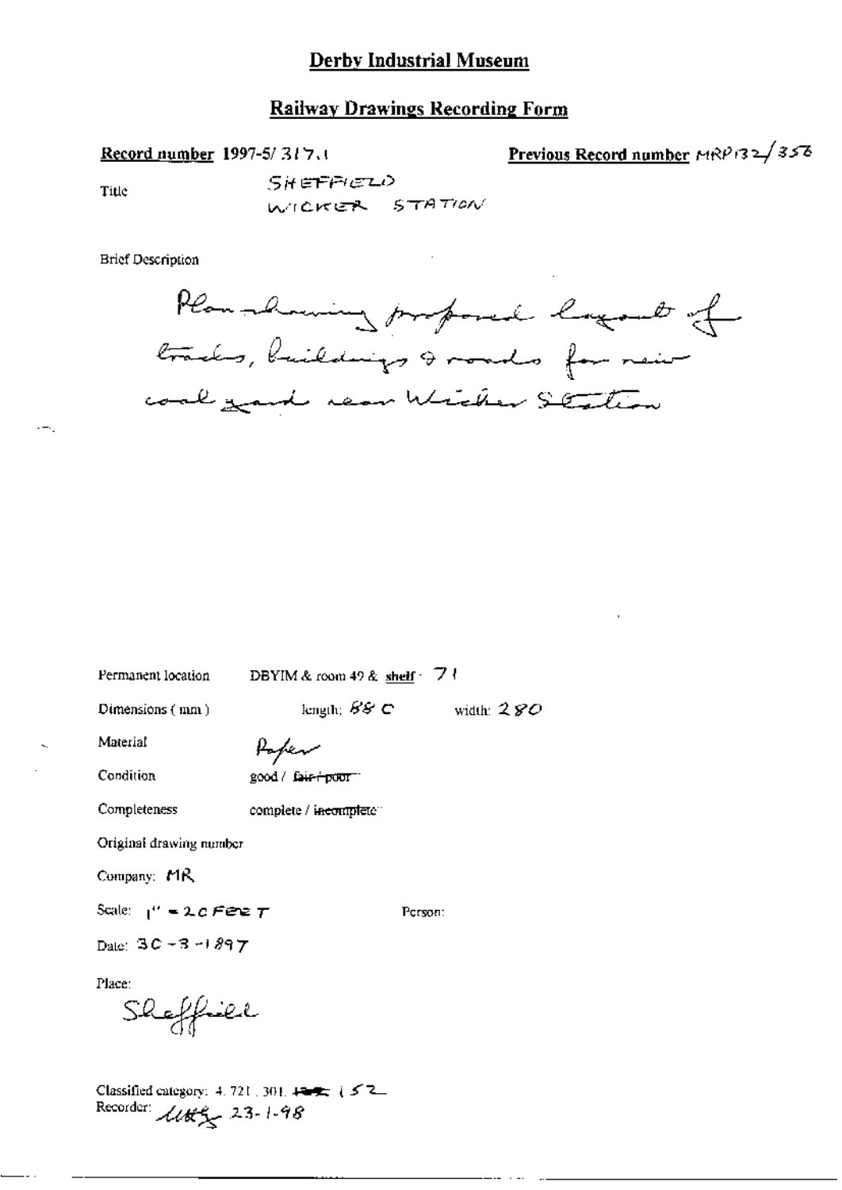# Derby Industrial Museum

## Railway Drawings Recording Form

**Record number** 1997-5/317.1

**Previous Record number** MRP132/356

Title SHEFFIELD WICKER STATION

Brief Description

Plan showing proposed layout of tracks, buildings & roads for new coal yard near Wicker Station

Permanent location DBYIM & room 49 & **shelf** · 71

Dimensions (mm) length: 880 width: 280

Material Paper

Condition good / ~~fair / poor~~

Completeness complete / ~~incomplete~~

Original drawing number

Company: MR

Scale: 1" = 20 FEET

Person:

Date: 30-3-1897

Place:

Sheffield

Classified category: 4. 721. 301. ~~~~ 152

Recorder: ~~~ 23-1-98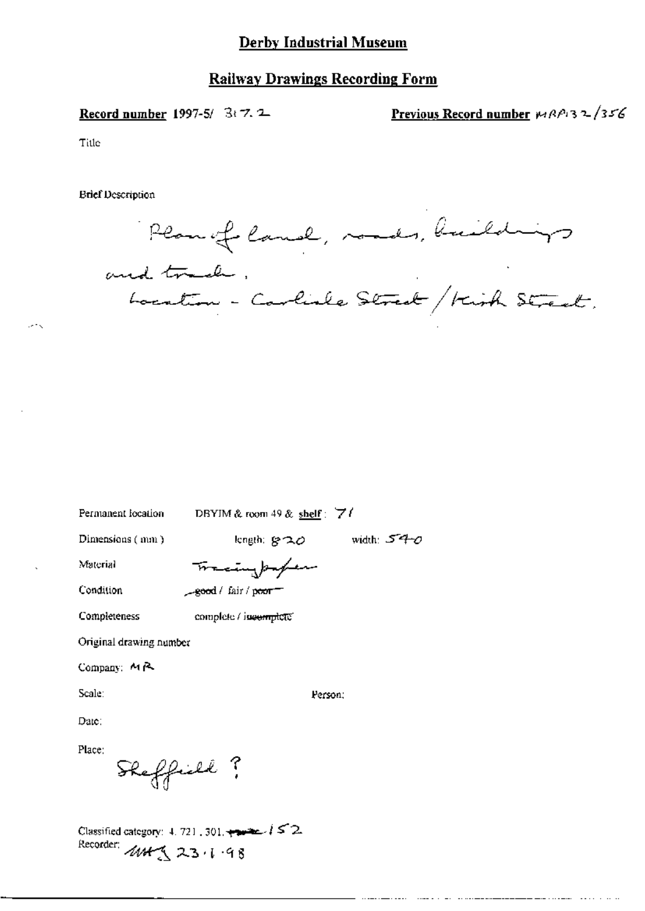# Derby Industrial Museum

## Railway Drawings Recording Form

**Record number** 1997-5/ 317.2

**Previous Record number** MRP132/356

Title

Brief Description

Plan of land, roads, buildings and track.
Location - Carlisle Street / Kirk Street.

Permanent location DBYIM & room 49 & **shelf**: 71

Dimensions (mm) length: 820 width: 540

Material Tracing paper

Condition ~~good~~ / fair / ~~poor~~

Completeness complete / ~~incomplete~~

Original drawing number

Company: MR

Scale:

Person:

Date:

Place: Sheffield ?

Classified category: 4.721.301. ~~~~ 152

Recorder: MMS 23.1.98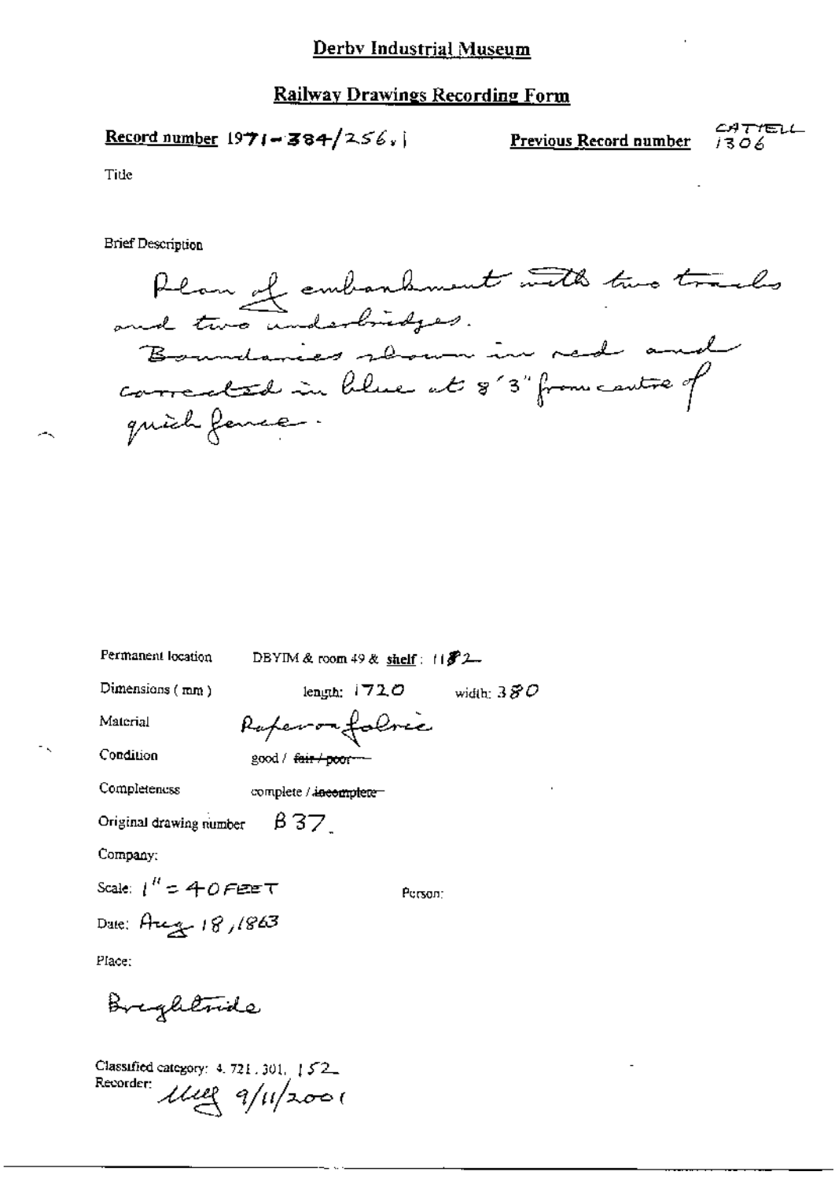# Derby Industrial Museum

## Railway Drawings Recording Form

**Record number** 1971-384/256.1 **Previous Record number** CATTELL 1306

Title

Brief Description

Plan of embankment with two tracks and two underbridges.
Boundaries shown in red and corrected in blue at 8'3" from centre of quick fence.

Permanent location DBYIM & room 49 & **shelf**: 1182

Dimensions (mm) length: 1720 width: 380

Material Paper on fabric

Condition good / ~~fair / poor~~

Completeness complete / ~~incomplete~~

Original drawing number B37

Company:

Scale: 1" = 40 FEET Person:

Date: Aug 18, 1863

Place:

Brighside

Classified category: 4.721.301.152
Recorder: MEG 9/11/2001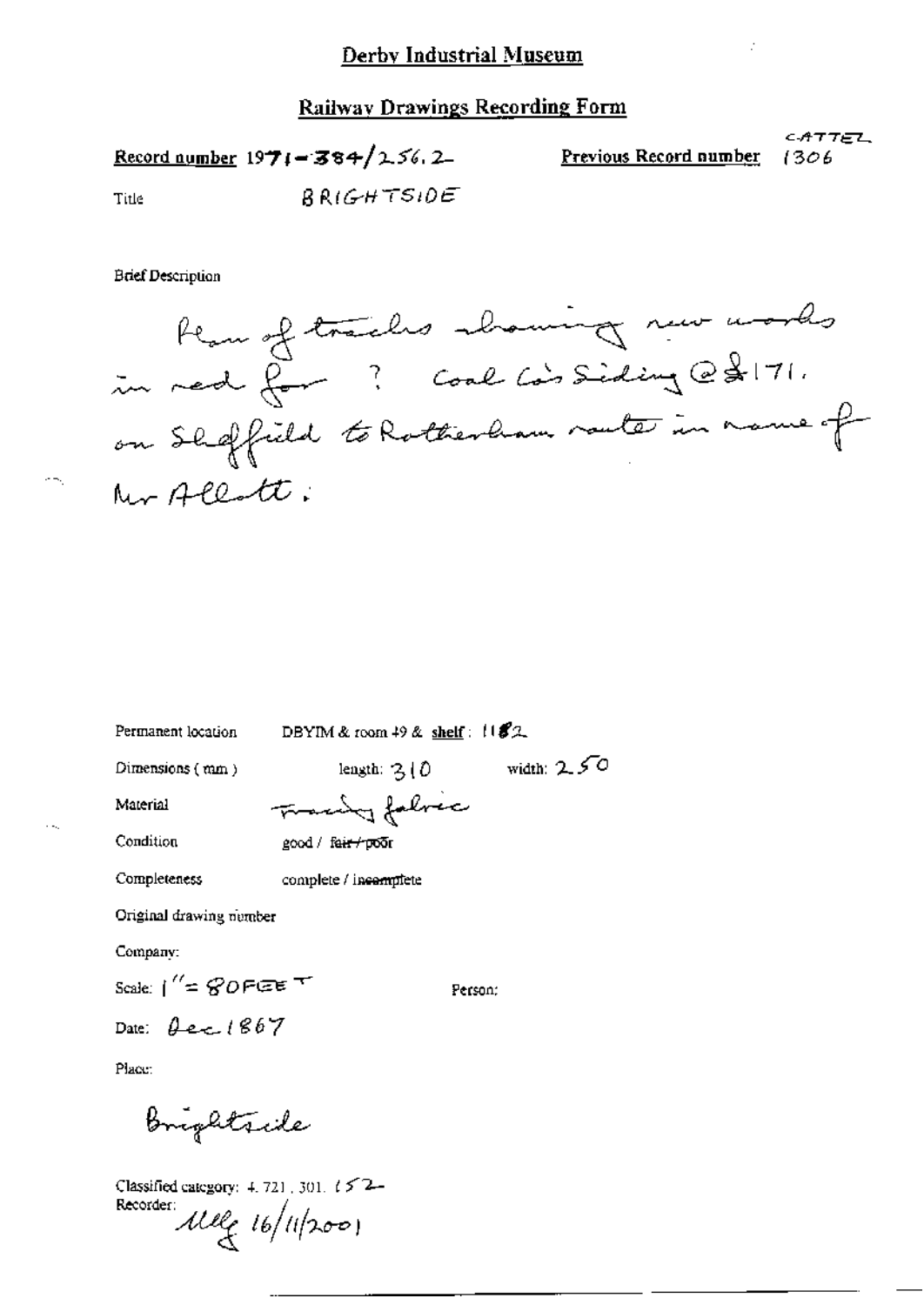# Derby Industrial Museum

## Railway Drawings Recording Form

**Record number** 1971-384/256.2 **Previous Record number** CATTEL 1306

Title BRIGHTSIDE

Brief Description

Plan of tracks showing new works in red for ? Coal Co's Siding @ £171. on Sheffield to Rotherham route in name of Mr Allott.

Permanent location DBYIM & room 49 & **shelf**: 1182

Dimensions (mm) length: 310 width: 250

Material Tracing fabric

Condition good / ~~fair / poor~~

Completeness complete / ~~incomplete~~

Original drawing number

Company:

Scale: 1" = 80 FEET

Person:

Date: Dec 1867

Place:

Brightside

Classified category: 4.721.301.152

Recorder: Melg 16/11/2001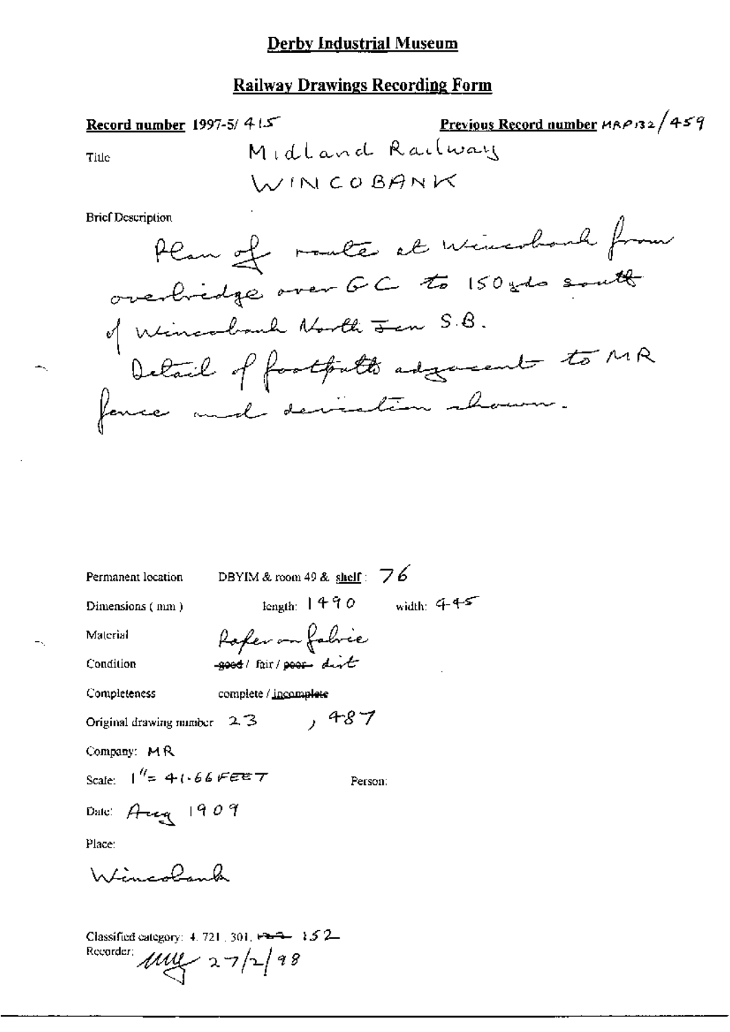## Derby Industrial Museum

### Railway Drawings Recording Form

**Record number** 1997-5/ 415 **Previous Record number** MRP132/459

Title: Midland Railway
WINCOBANK

Brief Description

Plan of route at Wincobank from overbridge over GC to 150yds south of Wincobank North Jcn S.B.
Detail of footpath adjacent to MR fence and deviation shown.

Permanent location: DBYIM & room 49 & shelf: 76

Dimensions (mm): length: 1490 width: 445

Material: Paper on fabric

Condition: ~~good~~ / fair / ~~poor~~ dirt

Completeness: complete / ~~incomplete~~

Original drawing number: 23, 487

Company: MR

Scale: 1" = 41.66 FEET

Person:

Date: Aug 1909

Place:

Wincobank

Classified category: 4. 721. 301. ~~MR~~ 152

Recorder: MW 27/2/98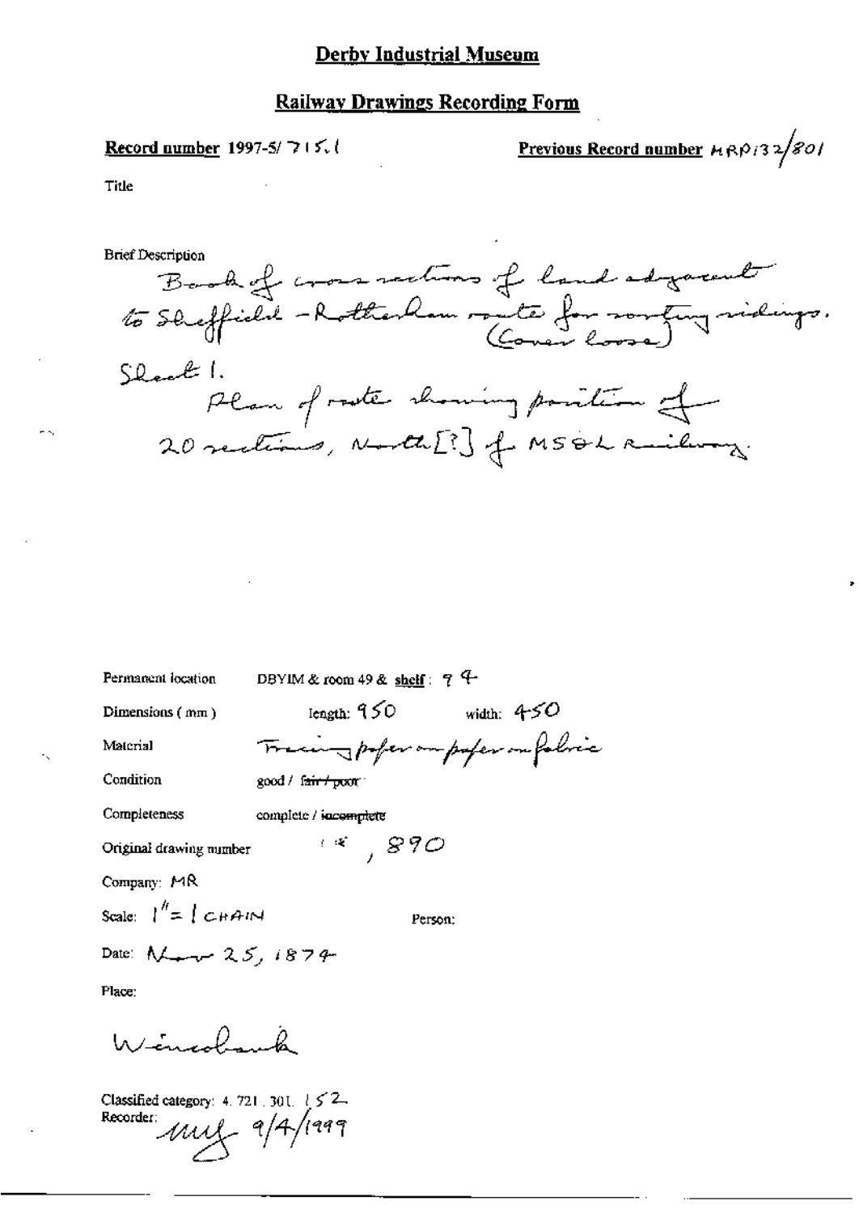# Derby Industrial Museum

## Railway Drawings Recording Form

**Record number** 1997-5/ 715.1

**Previous Record number** MRP132/801

Title

Brief Description

Book of cross sections of land adjacent to Sheffield - Rotherham route for sorting sidings. (Cover loose)

Sheet 1.

Plan of route showing position of 20 sections, North[?] of MS&L railway.

Permanent location DBYIM & room 49 & **shelf**: 94

Dimensions (mm) length: 950 width: 450

Material Tracing paper on paper on fabric

Condition good / ~~fair / poor~~

Completeness complete / ~~incomplete~~

Original drawing number " , 890

Company: MR

Scale: 1" = 1 CHAIN

Person:

Date: Nov 25, 1874

Place:

Wincobank

Classified category: 4. 721. 301. 152

Recorder: mug 9/4/1999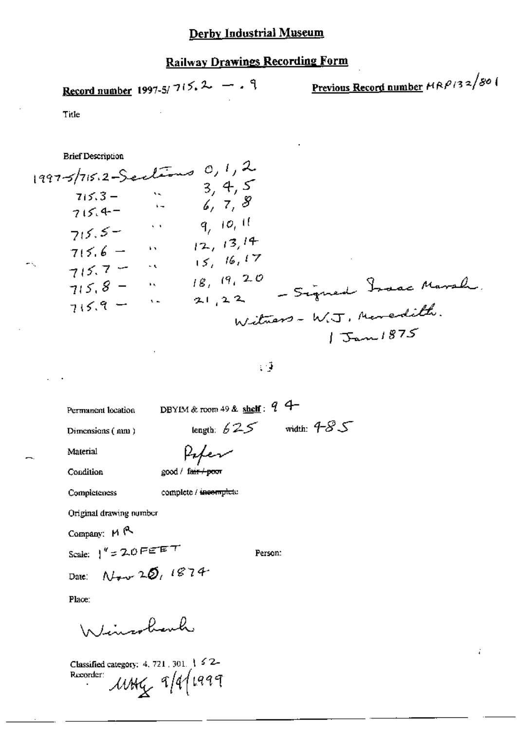## Derby Industrial Museum

## Railway Drawings Recording Form

**Record number** 1997-5/ 715.2 — .9

**Previous Record number** MRP132/801

Title

Brief Description

1997-5/715.2 - Sections 0, 1, 2

| | | |
|---|---|---|
| | " | 3, 4, 5 |
| 715.3 - | " | 6, 7, 8 |
| 715.4 - | " | 9, 10, 11 |
| 715.5 - | " | 12, 13, 14 |
| 715.6 - | " | 15, 16, 17 |
| 715.7 - | " | 18, 19, 20 |
| 715.8 - | " | 21, 22 |
| 715.9 - | | |

- Signed Isaac Marsh.
Witness - W.J. Meredith.
1 Jan 1875

Permanent location: DBYIM & room 49 & **shelf**: 94

Dimensions (mm): length: 625 width: 485

Material: Paper

Condition: good / ~~fair / poor~~

Completeness: complete / ~~incomplete~~

Original drawing number

Company: MR

Scale: 1" = 20 FEET

Person:

Date: Nov 20, 1874

Place:

Wirksworth

Classified category: 4. 721. 301. 152

Recorder: MHG 9/4/1999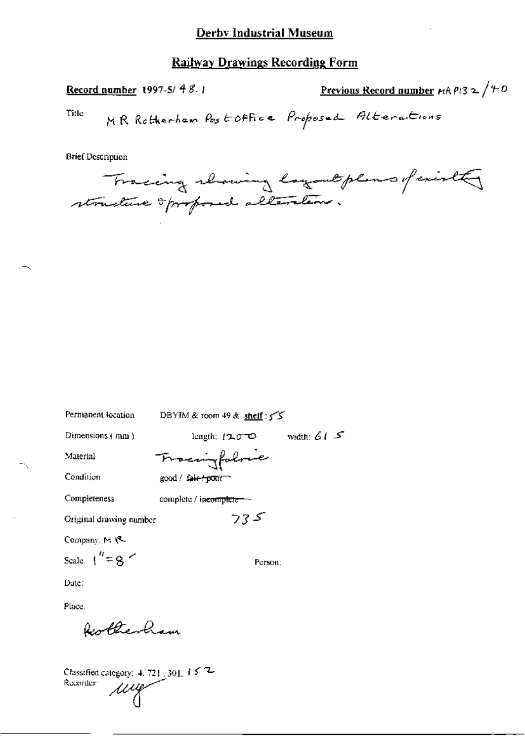# Derby Industrial Museum

## Railway Drawings Recording Form

**Record number** 1997-5/ 48.1

**Previous Record number** MRP132/40

Title: MR Rotherham Post Office Proposed Alterations

Brief Description

Tracing showing layout plans of existing structure & proposed alteration.

Permanent location: DBYIM & room 49 & **shelf**: 55

Dimensions (mm): length: 1200 width: 615

Material: Tracing fabric

Condition: good / ~~fair / poor~~

Completeness: complete / ~~incomplete~~

Original drawing number: 735

Company: MR

Scale: 1" = 8'

Person:

Date:

Place:

Rotherham

Classified category: 4.721.301.152

Recorder: [signature]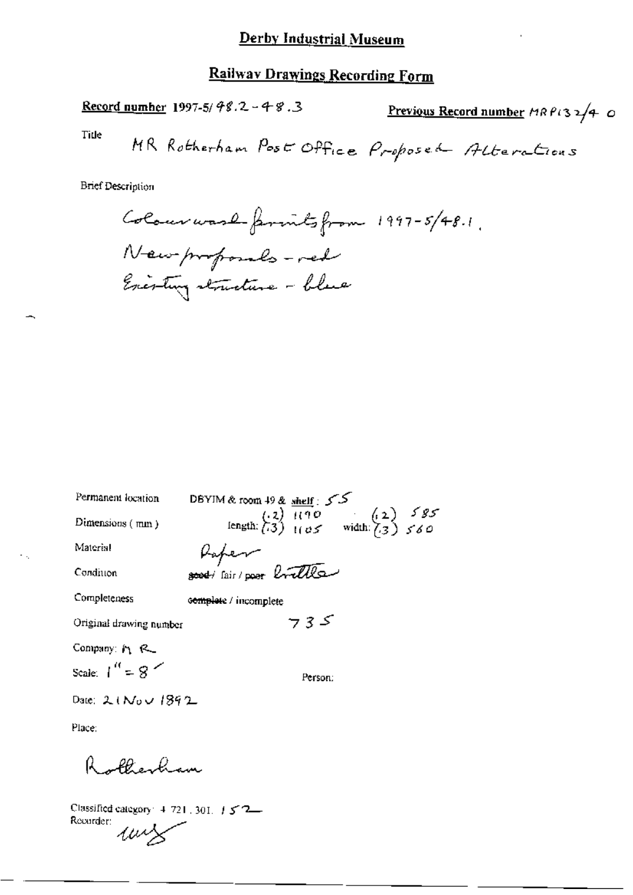# Derby Industrial Museum

## Railway Drawings Recording Form

**Record number** 1997-5/48.2 - 48.3

**Previous Record number** MRP132/40

Title

MR Rotherham Post Office Proposed Alterations

Brief Description

Colourwash prints from 1997-5/48.1.
New proposals - red
Existing structure - blue

Permanent location: DBYIM & room 49 & shelf: 55

Dimensions (mm): length: (.2) 1190 (.3) 1105 width: (.2) 585 (.3) 560

Material: Paper

Condition: ~~good~~ / fair / ~~poor~~ brittle

Completeness: ~~complete~~ / incomplete

Original drawing number: 735

Company: MR

Scale: 1" = 8'

Person:

Date: 21 Nov 1892

Place:

Rotherham

Classified category: 4.721.301.152

Recorder: [signature]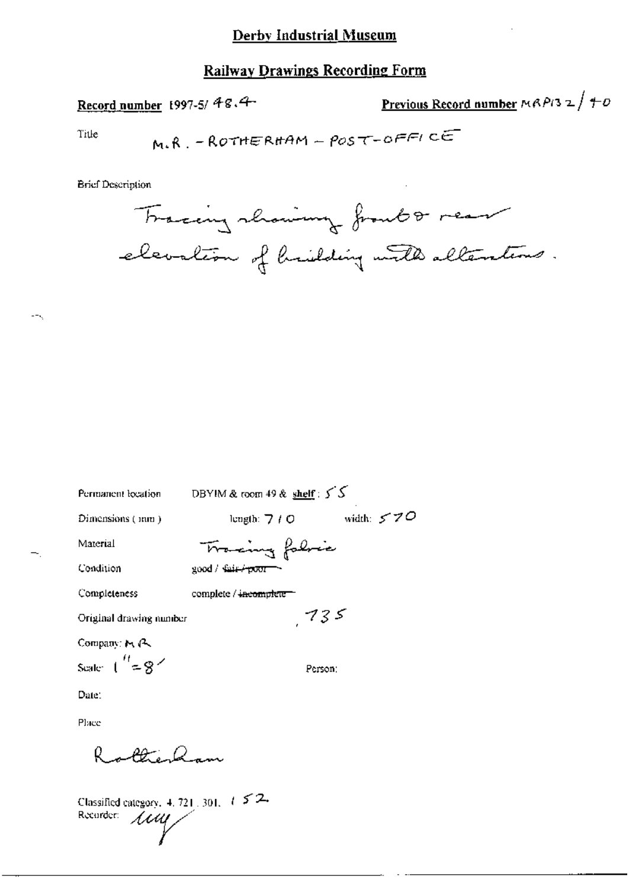# Derby Industrial Museum

## Railway Drawings Recording Form

**Record number** 1997-5/ 48.4

**Previous Record number** MRP132/40

Title M.R. - ROTHERHAM - POST-OFFICE

Brief Description

Tracing showing front & rear elevation of building with alterations.

Permanent location DBYIM & room 49 & **shelf**: 55

Dimensions (mm) length: 710 width: 570

Material Tracing fabric

Condition good / ~~fair / poor~~

Completeness complete / ~~incomplete~~

Original drawing number 735

Company: M R

Scale: 1" = 8'

Person:

Date:

Place

Rotherham

Classified category. 4. 721. 301. 152

Recorder: ...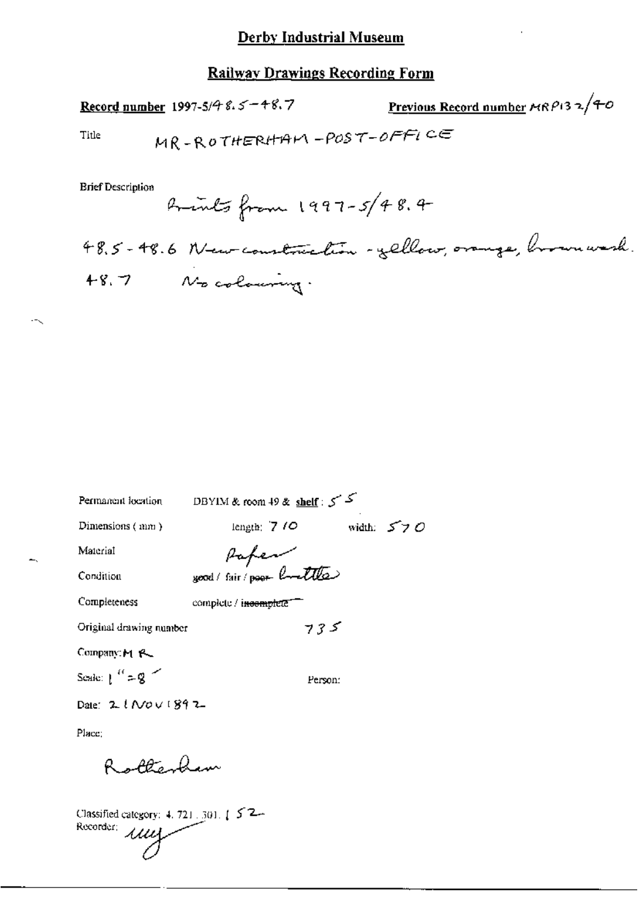# Derby Industrial Museum

## Railway Drawings Recording Form

**Record number** 1997-5/48.5-48.7

**Previous Record number** MRP132/40

Title MR-ROTHERHAM-POST-OFFICE

Brief Description

Prints from 1997-5/48.4

48.5-48.6 New construction - yellow, orange, brown wash.

48.7 No colouring.

Permanent location DBYIM & room 49 & **shelf**: 55

Dimensions (mm) length: 710 width: 570

Material Paper

Condition good / fair / ~~poor~~ brittle

Completeness complete / ~~incomplete~~

Original drawing number 735

Company: MR

Scale: 1" = 8'

Person:

Date: 21 NOV 1892

Place:

Rotherham

Classified category: 4. 721. 301. 152

Recorder: uuj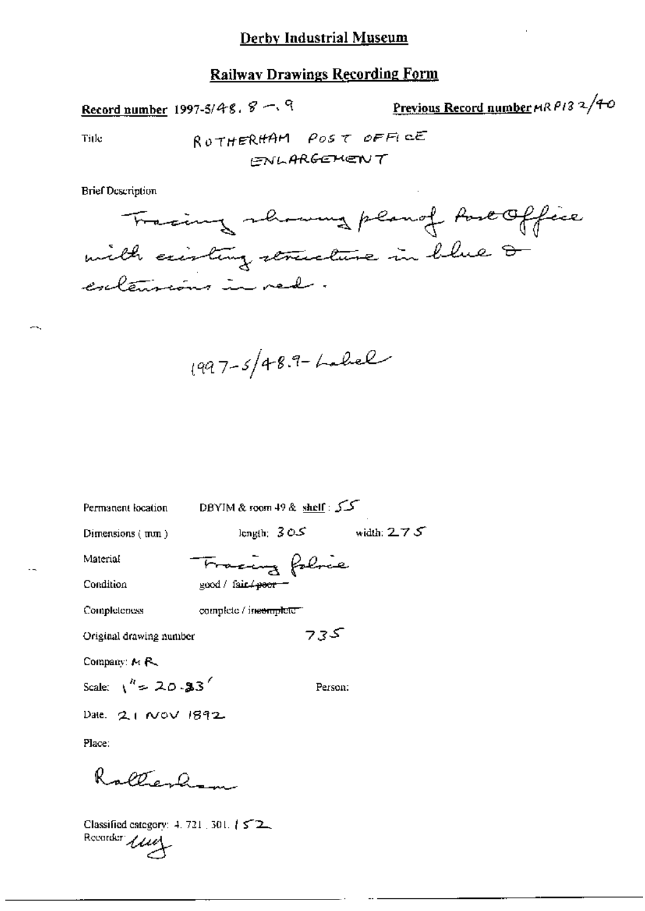# Derby Industrial Museum

## Railway Drawings Recording Form

**Record number** 1997-5/48. 8 — 9

**Previous Record number** MRP132/40

Title ROTHERHAM POST OFFICE ENLARGEMENT

Brief Description

Tracing showing plan of Post Office with existing structure in blue & extensions in red.

1997-5/48.9 - Label

Permanent location DBYIM & room 49 & shelf: 55

Dimensions (mm) length: 305 width: 275

Material Tracing fabric

Condition good / fair / ~~poor~~

Completeness complete / ~~incomplete~~

Original drawing number 735

Company: MR

Scale: 1" = 20.33'

Person:

Date. 21 NOV 1892

Place:

Rotherham

Classified category: 4. 721. 301. 152

Recorder: [initials]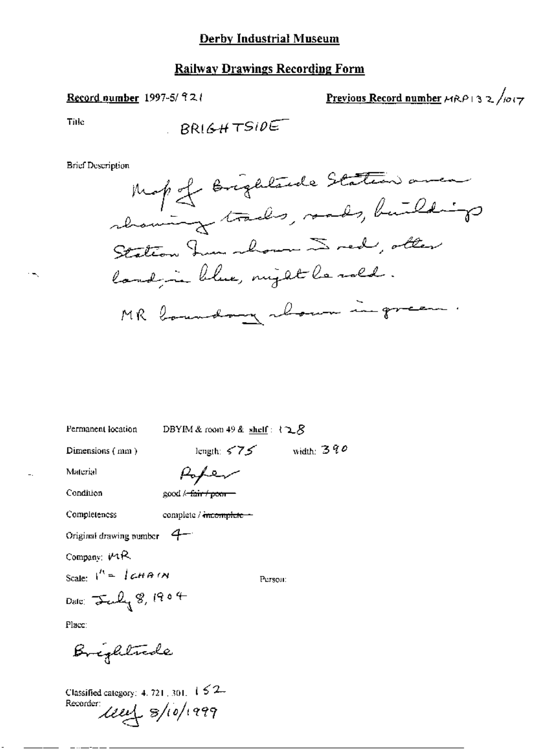# Derby Industrial Museum

## Railway Drawings Recording Form

**Record number** 1997-5/921

**Previous Record number** MRP132/1017

Title BRIGHTSIDE

Brief Description

Map of Brightside Station area showing tracks, roads, buildings. Station Inn shown in red, other land in blue, might be sold. MR boundary shown in green.

Permanent location DBYIM & room 49 & shelf: 128

Dimensions (mm) length: 575 width: 390

Material Paper

Condition good / ~~fair / poor~~

Completeness complete / ~~incomplete~~

Original drawing number 4

Company: MR

Scale: 1" = 1 CHAIN

Person:

Date: July 8, 1904

Place:

Brightside

Classified category: 4.721.301. 152

Recorder: [signature] 8/10/1999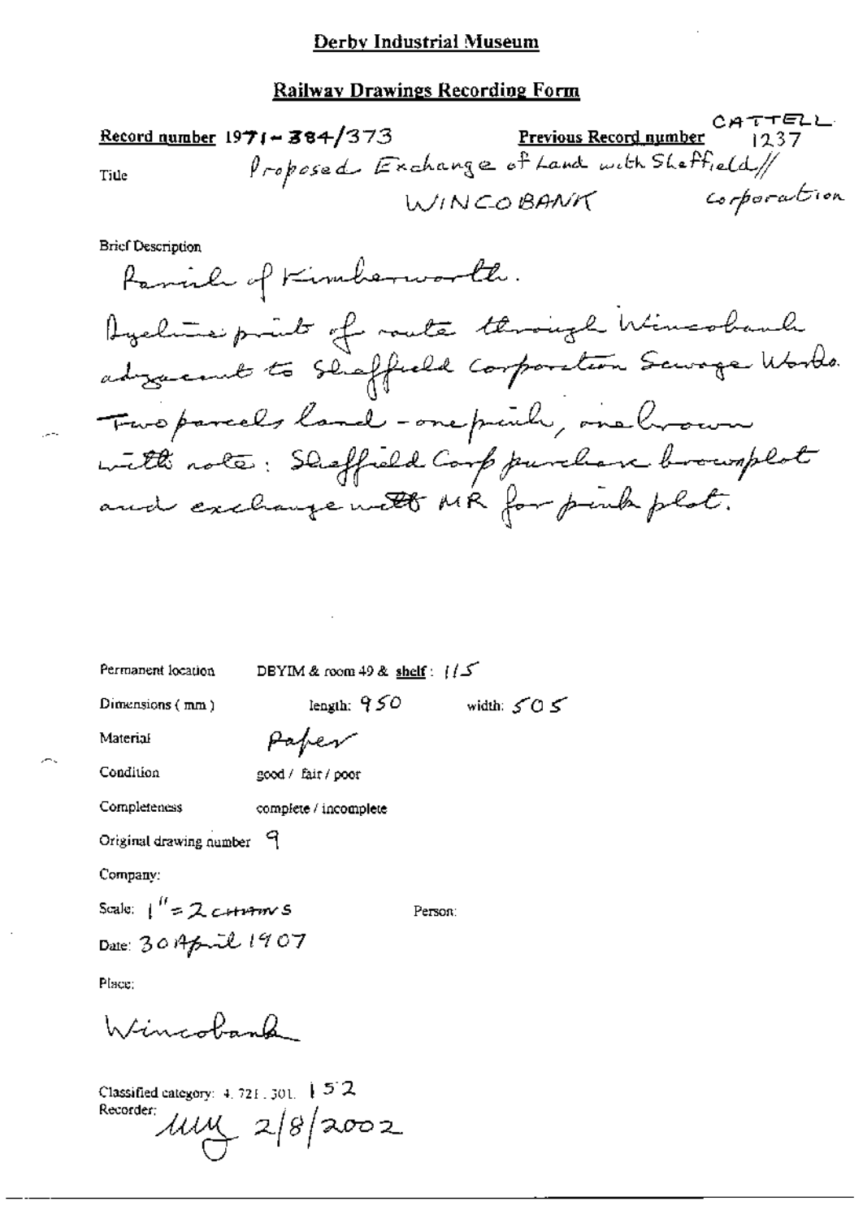# Derby Industrial Museum

## Railway Drawings Recording Form

**Record number** 1971-384/373 **Previous Record number** CATTELL 1237

Title Proposed Exchange of Land with Sheffield Corporation // WINCOBANK

Brief Description

Parish of Kimberworth.

Dyeline print of route through Wincobank adjacent to Sheffield Corporation Sewage Works.

Two parcels land - one pink, one brown with note: Sheffield Corp purchase brown plot and exchange with MR for pink plot.

Permanent location DBYIM & room 49 & **shelf**: 115

Dimensions (mm) length: 950 width: 505

Material Paper

Condition good / fair / poor

Completeness complete / incomplete

Original drawing number 9

Company:

Scale: 1" = 2 chains

Person:

Date: 30 April 1907

Place:

Wincobank

Classified category: 4.721.301. 152

Recorder: [initials] 2/8/2002